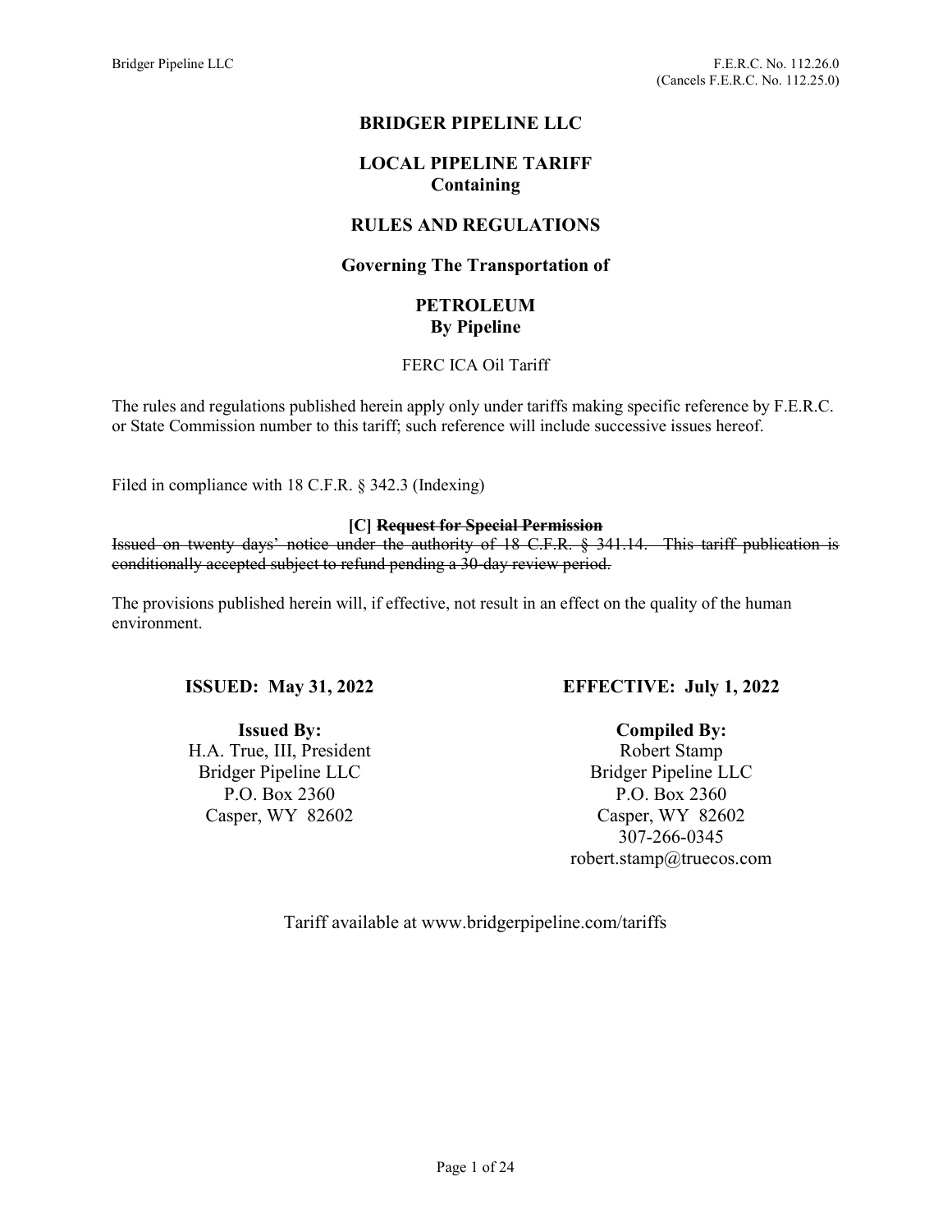Bridger Pipeline LLC

F.E.R.C. No. 112.26.0
(Cancels F.E.R.C. No. 112.25.0)

# BRIDGER PIPELINE LLC

## LOCAL PIPELINE TARIFF
## Containing

## RULES AND REGULATIONS

### Governing The Transportation of

## PETROLEUM
## By Pipeline

FERC ICA Oil Tariff

The rules and regulations published herein apply only under tariffs making specific reference by F.E.R.C. or State Commission number to this tariff; such reference will include successive issues hereof.

Filed in compliance with 18 C.F.R. § 342.3 (Indexing)

**[C] ~~Request for Special Permission~~**

~~Issued on twenty days' notice under the authority of 18 C.F.R. § 341.14. This tariff publication is conditionally accepted subject to refund pending a 30-day review period.~~

The provisions published herein will, if effective, not result in an effect on the quality of the human environment.

**ISSUED: May 31, 2022**

**EFFECTIVE: July 1, 2022**

**Issued By:**
H.A. True, III, President
Bridger Pipeline LLC
P.O. Box 2360
Casper, WY 82602

**Compiled By:**
Robert Stamp
Bridger Pipeline LLC
P.O. Box 2360
Casper, WY 82602
307-266-0345
robert.stamp@truecos.com

Tariff available at www.bridgerpipeline.com/tariffs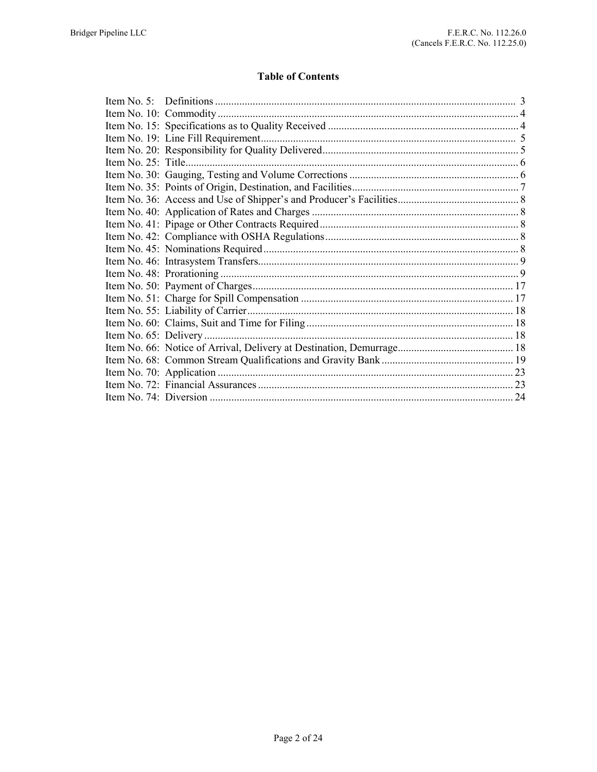## Table of Contents

| | | |
|---|---|---|
| Item No. 5: | Definitions | 3 |
| Item No. 10: | Commodity | 4 |
| Item No. 15: | Specifications as to Quality Received | 4 |
| Item No. 19: | Line Fill Requirement | 5 |
| Item No. 20: | Responsibility for Quality Delivered | 5 |
| Item No. 25: | Title | 6 |
| Item No. 30: | Gauging, Testing and Volume Corrections | 6 |
| Item No. 35: | Points of Origin, Destination, and Facilities | 7 |
| Item No. 36: | Access and Use of Shipper's and Producer's Facilities | 8 |
| Item No. 40: | Application of Rates and Charges | 8 |
| Item No. 41: | Pipage or Other Contracts Required | 8 |
| Item No. 42: | Compliance with OSHA Regulations | 8 |
| Item No. 45: | Nominations Required | 8 |
| Item No. 46: | Intrasystem Transfers | 9 |
| Item No. 48: | Prorationing | 9 |
| Item No. 50: | Payment of Charges | 17 |
| Item No. 51: | Charge for Spill Compensation | 17 |
| Item No. 55: | Liability of Carrier | 18 |
| Item No. 60: | Claims, Suit and Time for Filing | 18 |
| Item No. 65: | Delivery | 18 |
| Item No. 66: | Notice of Arrival, Delivery at Destination, Demurrage | 18 |
| Item No. 68: | Common Stream Qualifications and Gravity Bank | 19 |
| Item No. 70: | Application | 23 |
| Item No. 72: | Financial Assurances | 23 |
| Item No. 74: | Diversion | 24 |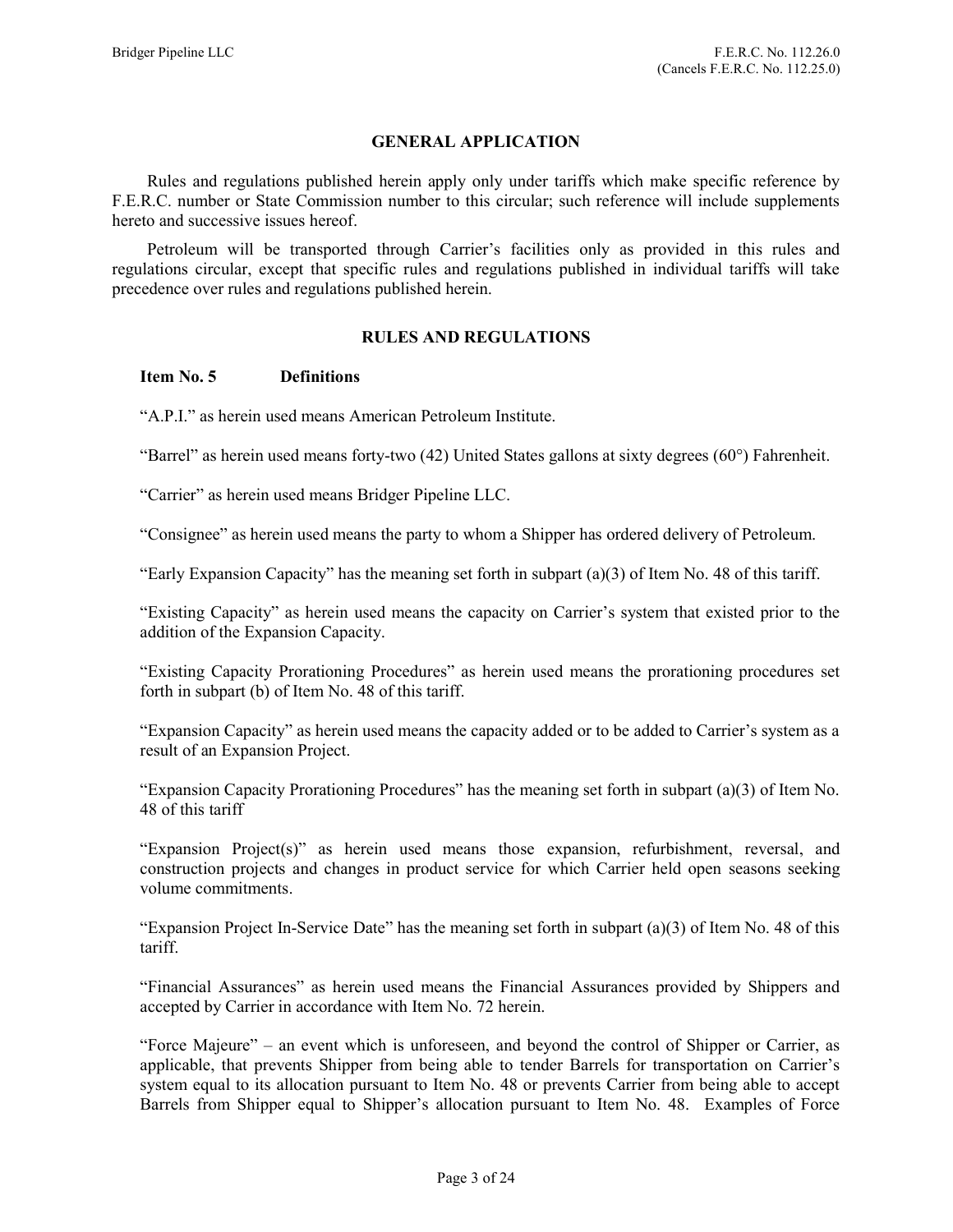## GENERAL APPLICATION

Rules and regulations published herein apply only under tariffs which make specific reference by F.E.R.C. number or State Commission number to this circular; such reference will include supplements hereto and successive issues hereof.

Petroleum will be transported through Carrier's facilities only as provided in this rules and regulations circular, except that specific rules and regulations published in individual tariffs will take precedence over rules and regulations published herein.

## RULES AND REGULATIONS

### Item No. 5 Definitions

"A.P.I." as herein used means American Petroleum Institute.

"Barrel" as herein used means forty-two (42) United States gallons at sixty degrees (60°) Fahrenheit.

"Carrier" as herein used means Bridger Pipeline LLC.

"Consignee" as herein used means the party to whom a Shipper has ordered delivery of Petroleum.

"Early Expansion Capacity" has the meaning set forth in subpart (a)(3) of Item No. 48 of this tariff.

"Existing Capacity" as herein used means the capacity on Carrier's system that existed prior to the addition of the Expansion Capacity.

"Existing Capacity Prorationing Procedures" as herein used means the prorationing procedures set forth in subpart (b) of Item No. 48 of this tariff.

"Expansion Capacity" as herein used means the capacity added or to be added to Carrier's system as a result of an Expansion Project.

"Expansion Capacity Prorationing Procedures" has the meaning set forth in subpart (a)(3) of Item No. 48 of this tariff

"Expansion Project(s)" as herein used means those expansion, refurbishment, reversal, and construction projects and changes in product service for which Carrier held open seasons seeking volume commitments.

"Expansion Project In-Service Date" has the meaning set forth in subpart (a)(3) of Item No. 48 of this tariff.

"Financial Assurances" as herein used means the Financial Assurances provided by Shippers and accepted by Carrier in accordance with Item No. 72 herein.

"Force Majeure" – an event which is unforeseen, and beyond the control of Shipper or Carrier, as applicable, that prevents Shipper from being able to tender Barrels for transportation on Carrier's system equal to its allocation pursuant to Item No. 48 or prevents Carrier from being able to accept Barrels from Shipper equal to Shipper's allocation pursuant to Item No. 48. Examples of Force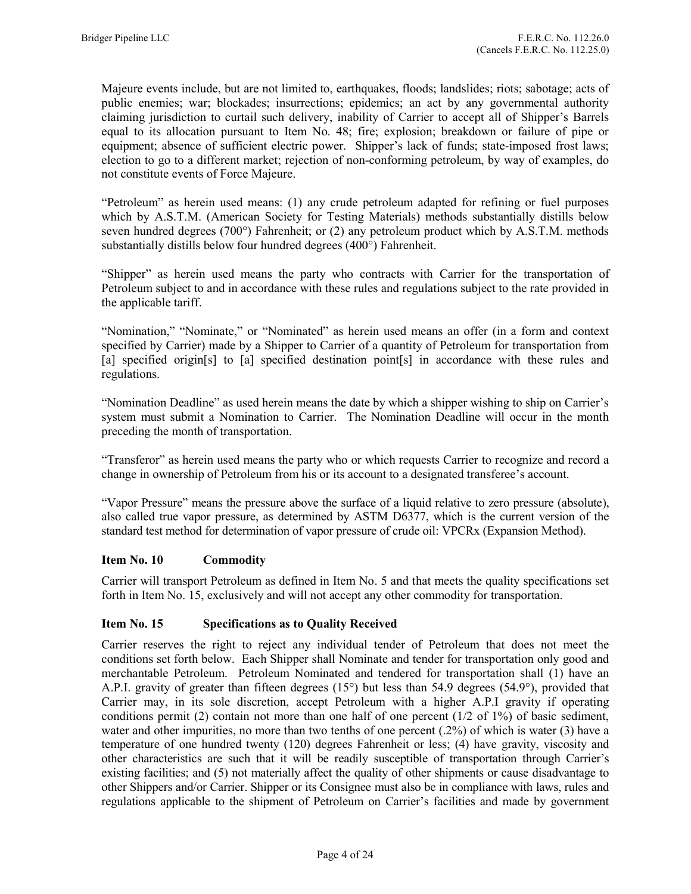Majeure events include, but are not limited to, earthquakes, floods; landslides; riots; sabotage; acts of public enemies; war; blockades; insurrections; epidemics; an act by any governmental authority claiming jurisdiction to curtail such delivery, inability of Carrier to accept all of Shipper's Barrels equal to its allocation pursuant to Item No. 48; fire; explosion; breakdown or failure of pipe or equipment; absence of sufficient electric power. Shipper's lack of funds; state-imposed frost laws; election to go to a different market; rejection of non-conforming petroleum, by way of examples, do not constitute events of Force Majeure.

"Petroleum" as herein used means: (1) any crude petroleum adapted for refining or fuel purposes which by A.S.T.M. (American Society for Testing Materials) methods substantially distills below seven hundred degrees (700°) Fahrenheit; or (2) any petroleum product which by A.S.T.M. methods substantially distills below four hundred degrees (400°) Fahrenheit.

"Shipper" as herein used means the party who contracts with Carrier for the transportation of Petroleum subject to and in accordance with these rules and regulations subject to the rate provided in the applicable tariff.

"Nomination," "Nominate," or "Nominated" as herein used means an offer (in a form and context specified by Carrier) made by a Shipper to Carrier of a quantity of Petroleum for transportation from [a] specified origin[s] to [a] specified destination point[s] in accordance with these rules and regulations.

"Nomination Deadline" as used herein means the date by which a shipper wishing to ship on Carrier's system must submit a Nomination to Carrier. The Nomination Deadline will occur in the month preceding the month of transportation.

"Transferor" as herein used means the party who or which requests Carrier to recognize and record a change in ownership of Petroleum from his or its account to a designated transferee's account.

"Vapor Pressure" means the pressure above the surface of a liquid relative to zero pressure (absolute), also called true vapor pressure, as determined by ASTM D6377, which is the current version of the standard test method for determination of vapor pressure of crude oil: VPCRx (Expansion Method).

### Item No. 10 Commodity

Carrier will transport Petroleum as defined in Item No. 5 and that meets the quality specifications set forth in Item No. 15, exclusively and will not accept any other commodity for transportation.

### Item No. 15 Specifications as to Quality Received

Carrier reserves the right to reject any individual tender of Petroleum that does not meet the conditions set forth below. Each Shipper shall Nominate and tender for transportation only good and merchantable Petroleum. Petroleum Nominated and tendered for transportation shall (1) have an A.P.I. gravity of greater than fifteen degrees (15°) but less than 54.9 degrees (54.9°), provided that Carrier may, in its sole discretion, accept Petroleum with a higher A.P.I gravity if operating conditions permit (2) contain not more than one half of one percent (1/2 of 1%) of basic sediment, water and other impurities, no more than two tenths of one percent (.2%) of which is water (3) have a temperature of one hundred twenty (120) degrees Fahrenheit or less; (4) have gravity, viscosity and other characteristics are such that it will be readily susceptible of transportation through Carrier's existing facilities; and (5) not materially affect the quality of other shipments or cause disadvantage to other Shippers and/or Carrier. Shipper or its Consignee must also be in compliance with laws, rules and regulations applicable to the shipment of Petroleum on Carrier's facilities and made by government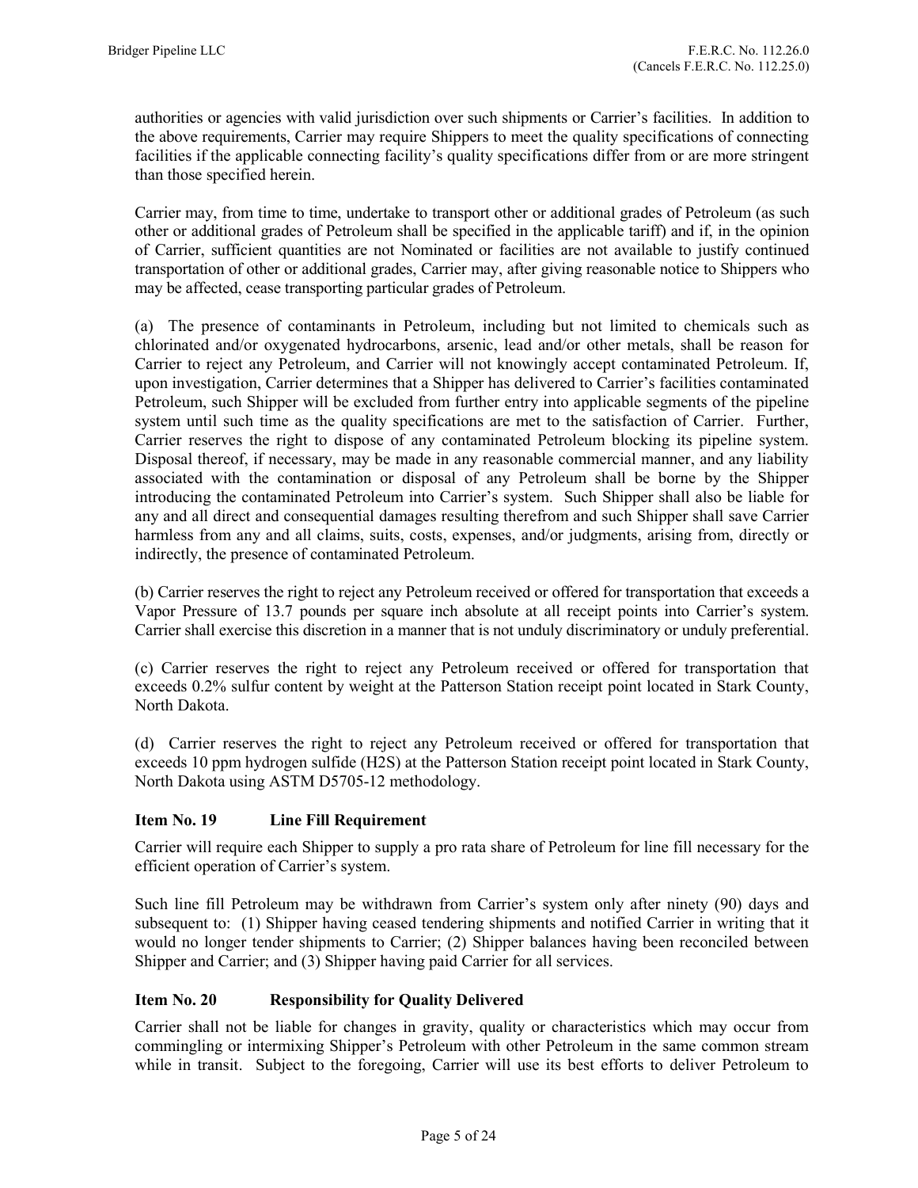authorities or agencies with valid jurisdiction over such shipments or Carrier's facilities. In addition to the above requirements, Carrier may require Shippers to meet the quality specifications of connecting facilities if the applicable connecting facility's quality specifications differ from or are more stringent than those specified herein.

Carrier may, from time to time, undertake to transport other or additional grades of Petroleum (as such other or additional grades of Petroleum shall be specified in the applicable tariff) and if, in the opinion of Carrier, sufficient quantities are not Nominated or facilities are not available to justify continued transportation of other or additional grades, Carrier may, after giving reasonable notice to Shippers who may be affected, cease transporting particular grades of Petroleum.

(a) The presence of contaminants in Petroleum, including but not limited to chemicals such as chlorinated and/or oxygenated hydrocarbons, arsenic, lead and/or other metals, shall be reason for Carrier to reject any Petroleum, and Carrier will not knowingly accept contaminated Petroleum. If, upon investigation, Carrier determines that a Shipper has delivered to Carrier's facilities contaminated Petroleum, such Shipper will be excluded from further entry into applicable segments of the pipeline system until such time as the quality specifications are met to the satisfaction of Carrier. Further, Carrier reserves the right to dispose of any contaminated Petroleum blocking its pipeline system. Disposal thereof, if necessary, may be made in any reasonable commercial manner, and any liability associated with the contamination or disposal of any Petroleum shall be borne by the Shipper introducing the contaminated Petroleum into Carrier's system. Such Shipper shall also be liable for any and all direct and consequential damages resulting therefrom and such Shipper shall save Carrier harmless from any and all claims, suits, costs, expenses, and/or judgments, arising from, directly or indirectly, the presence of contaminated Petroleum.

(b) Carrier reserves the right to reject any Petroleum received or offered for transportation that exceeds a Vapor Pressure of 13.7 pounds per square inch absolute at all receipt points into Carrier's system. Carrier shall exercise this discretion in a manner that is not unduly discriminatory or unduly preferential.

(c) Carrier reserves the right to reject any Petroleum received or offered for transportation that exceeds 0.2% sulfur content by weight at the Patterson Station receipt point located in Stark County, North Dakota.

(d) Carrier reserves the right to reject any Petroleum received or offered for transportation that exceeds 10 ppm hydrogen sulfide ($H_2S$) at the Patterson Station receipt point located in Stark County, North Dakota using ASTM D5705-12 methodology.

### Item No. 19 Line Fill Requirement

Carrier will require each Shipper to supply a pro rata share of Petroleum for line fill necessary for the efficient operation of Carrier's system.

Such line fill Petroleum may be withdrawn from Carrier's system only after ninety (90) days and subsequent to: (1) Shipper having ceased tendering shipments and notified Carrier in writing that it would no longer tender shipments to Carrier; (2) Shipper balances having been reconciled between Shipper and Carrier; and (3) Shipper having paid Carrier for all services.

### Item No. 20 Responsibility for Quality Delivered

Carrier shall not be liable for changes in gravity, quality or characteristics which may occur from commingling or intermixing Shipper's Petroleum with other Petroleum in the same common stream while in transit. Subject to the foregoing, Carrier will use its best efforts to deliver Petroleum to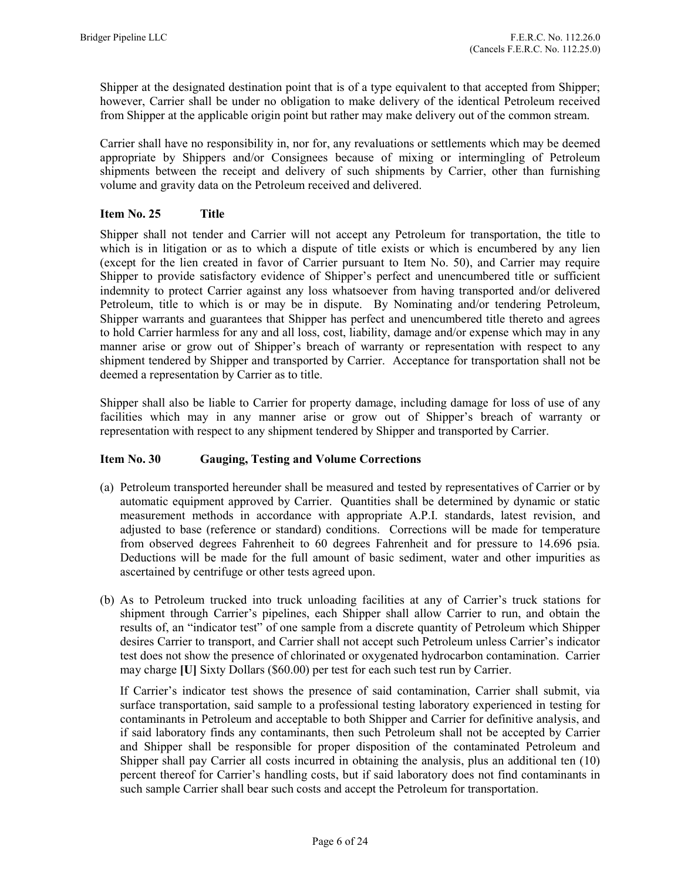Shipper at the designated destination point that is of a type equivalent to that accepted from Shipper; however, Carrier shall be under no obligation to make delivery of the identical Petroleum received from Shipper at the applicable origin point but rather may make delivery out of the common stream.

Carrier shall have no responsibility in, nor for, any revaluations or settlements which may be deemed appropriate by Shippers and/or Consignees because of mixing or intermingling of Petroleum shipments between the receipt and delivery of such shipments by Carrier, other than furnishing volume and gravity data on the Petroleum received and delivered.

### Item No. 25 Title

Shipper shall not tender and Carrier will not accept any Petroleum for transportation, the title to which is in litigation or as to which a dispute of title exists or which is encumbered by any lien (except for the lien created in favor of Carrier pursuant to Item No. 50), and Carrier may require Shipper to provide satisfactory evidence of Shipper's perfect and unencumbered title or sufficient indemnity to protect Carrier against any loss whatsoever from having transported and/or delivered Petroleum, title to which is or may be in dispute. By Nominating and/or tendering Petroleum, Shipper warrants and guarantees that Shipper has perfect and unencumbered title thereto and agrees to hold Carrier harmless for any and all loss, cost, liability, damage and/or expense which may in any manner arise or grow out of Shipper's breach of warranty or representation with respect to any shipment tendered by Shipper and transported by Carrier. Acceptance for transportation shall not be deemed a representation by Carrier as to title.

Shipper shall also be liable to Carrier for property damage, including damage for loss of use of any facilities which may in any manner arise or grow out of Shipper's breach of warranty or representation with respect to any shipment tendered by Shipper and transported by Carrier.

### Item No. 30 Gauging, Testing and Volume Corrections

(a) Petroleum transported hereunder shall be measured and tested by representatives of Carrier or by automatic equipment approved by Carrier. Quantities shall be determined by dynamic or static measurement methods in accordance with appropriate A.P.I. standards, latest revision, and adjusted to base (reference or standard) conditions. Corrections will be made for temperature from observed degrees Fahrenheit to 60 degrees Fahrenheit and for pressure to 14.696 psia. Deductions will be made for the full amount of basic sediment, water and other impurities as ascertained by centrifuge or other tests agreed upon.

(b) As to Petroleum trucked into truck unloading facilities at any of Carrier's truck stations for shipment through Carrier's pipelines, each Shipper shall allow Carrier to run, and obtain the results of, an "indicator test" of one sample from a discrete quantity of Petroleum which Shipper desires Carrier to transport, and Carrier shall not accept such Petroleum unless Carrier's indicator test does not show the presence of chlorinated or oxygenated hydrocarbon contamination. Carrier may charge **[U]** Sixty Dollars ($60.00) per test for each such test run by Carrier.

   If Carrier's indicator test shows the presence of said contamination, Carrier shall submit, via surface transportation, said sample to a professional testing laboratory experienced in testing for contaminants in Petroleum and acceptable to both Shipper and Carrier for definitive analysis, and if said laboratory finds any contaminants, then such Petroleum shall not be accepted by Carrier and Shipper shall be responsible for proper disposition of the contaminated Petroleum and Shipper shall pay Carrier all costs incurred in obtaining the analysis, plus an additional ten (10) percent thereof for Carrier's handling costs, but if said laboratory does not find contaminants in such sample Carrier shall bear such costs and accept the Petroleum for transportation.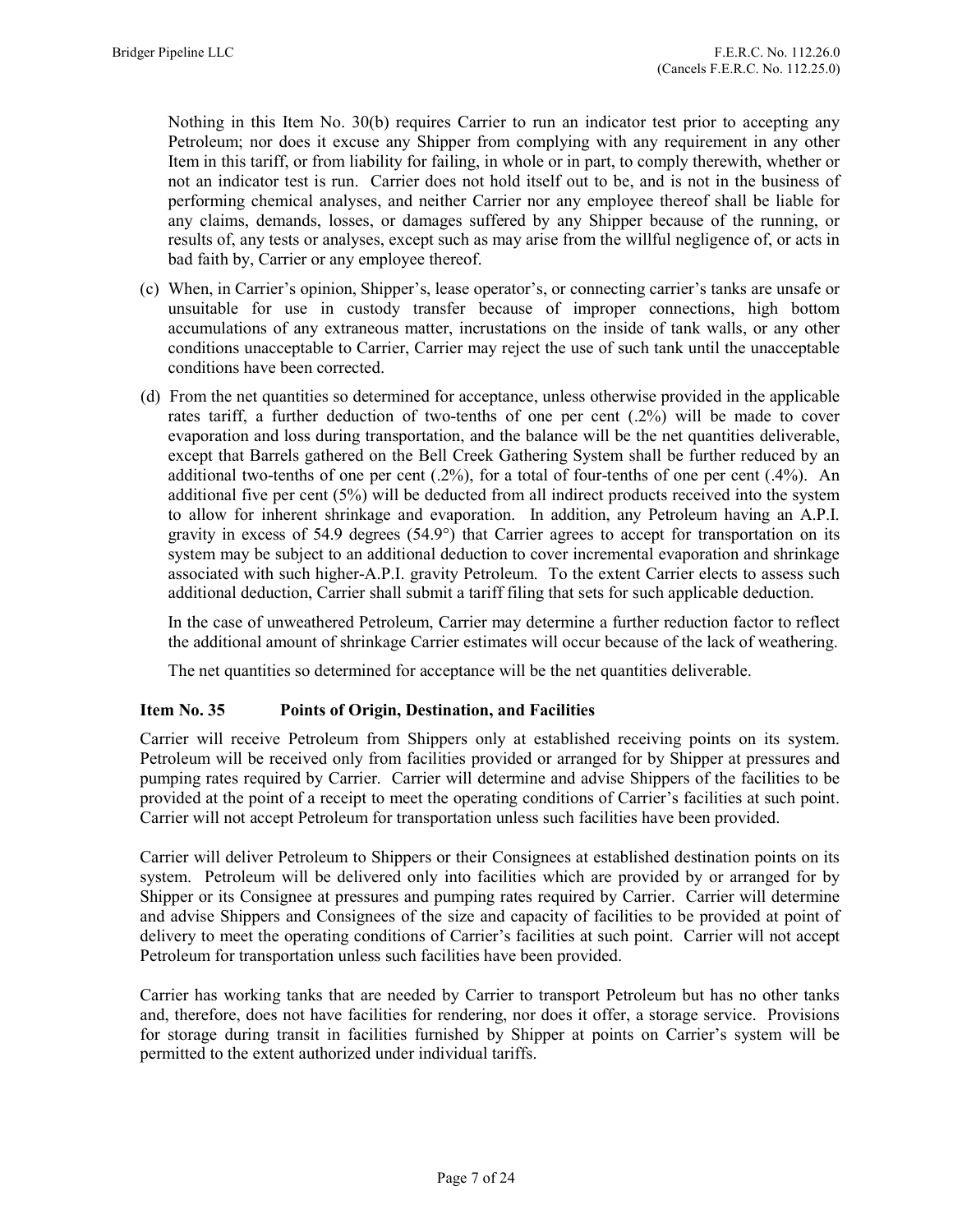Nothing in this Item No. 30(b) requires Carrier to run an indicator test prior to accepting any Petroleum; nor does it excuse any Shipper from complying with any requirement in any other Item in this tariff, or from liability for failing, in whole or in part, to comply therewith, whether or not an indicator test is run. Carrier does not hold itself out to be, and is not in the business of performing chemical analyses, and neither Carrier nor any employee thereof shall be liable for any claims, demands, losses, or damages suffered by any Shipper because of the running, or results of, any tests or analyses, except such as may arise from the willful negligence of, or acts in bad faith by, Carrier or any employee thereof.

(c) When, in Carrier's opinion, Shipper's, lease operator's, or connecting carrier's tanks are unsafe or unsuitable for use in custody transfer because of improper connections, high bottom accumulations of any extraneous matter, incrustations on the inside of tank walls, or any other conditions unacceptable to Carrier, Carrier may reject the use of such tank until the unacceptable conditions have been corrected.

(d) From the net quantities so determined for acceptance, unless otherwise provided in the applicable rates tariff, a further deduction of two-tenths of one per cent (.2%) will be made to cover evaporation and loss during transportation, and the balance will be the net quantities deliverable, except that Barrels gathered on the Bell Creek Gathering System shall be further reduced by an additional two-tenths of one per cent (.2%), for a total of four-tenths of one per cent (.4%). An additional five per cent (5%) will be deducted from all indirect products received into the system to allow for inherent shrinkage and evaporation. In addition, any Petroleum having an A.P.I. gravity in excess of 54.9 degrees (54.9°) that Carrier agrees to accept for transportation on its system may be subject to an additional deduction to cover incremental evaporation and shrinkage associated with such higher-A.P.I. gravity Petroleum. To the extent Carrier elects to assess such additional deduction, Carrier shall submit a tariff filing that sets for such applicable deduction.

In the case of unweathered Petroleum, Carrier may determine a further reduction factor to reflect the additional amount of shrinkage Carrier estimates will occur because of the lack of weathering.

The net quantities so determined for acceptance will be the net quantities deliverable.

### Item No. 35 Points of Origin, Destination, and Facilities

Carrier will receive Petroleum from Shippers only at established receiving points on its system. Petroleum will be received only from facilities provided or arranged for by Shipper at pressures and pumping rates required by Carrier. Carrier will determine and advise Shippers of the facilities to be provided at the point of a receipt to meet the operating conditions of Carrier's facilities at such point. Carrier will not accept Petroleum for transportation unless such facilities have been provided.

Carrier will deliver Petroleum to Shippers or their Consignees at established destination points on its system. Petroleum will be delivered only into facilities which are provided by or arranged for by Shipper or its Consignee at pressures and pumping rates required by Carrier. Carrier will determine and advise Shippers and Consignees of the size and capacity of facilities to be provided at point of delivery to meet the operating conditions of Carrier's facilities at such point. Carrier will not accept Petroleum for transportation unless such facilities have been provided.

Carrier has working tanks that are needed by Carrier to transport Petroleum but has no other tanks and, therefore, does not have facilities for rendering, nor does it offer, a storage service. Provisions for storage during transit in facilities furnished by Shipper at points on Carrier's system will be permitted to the extent authorized under individual tariffs.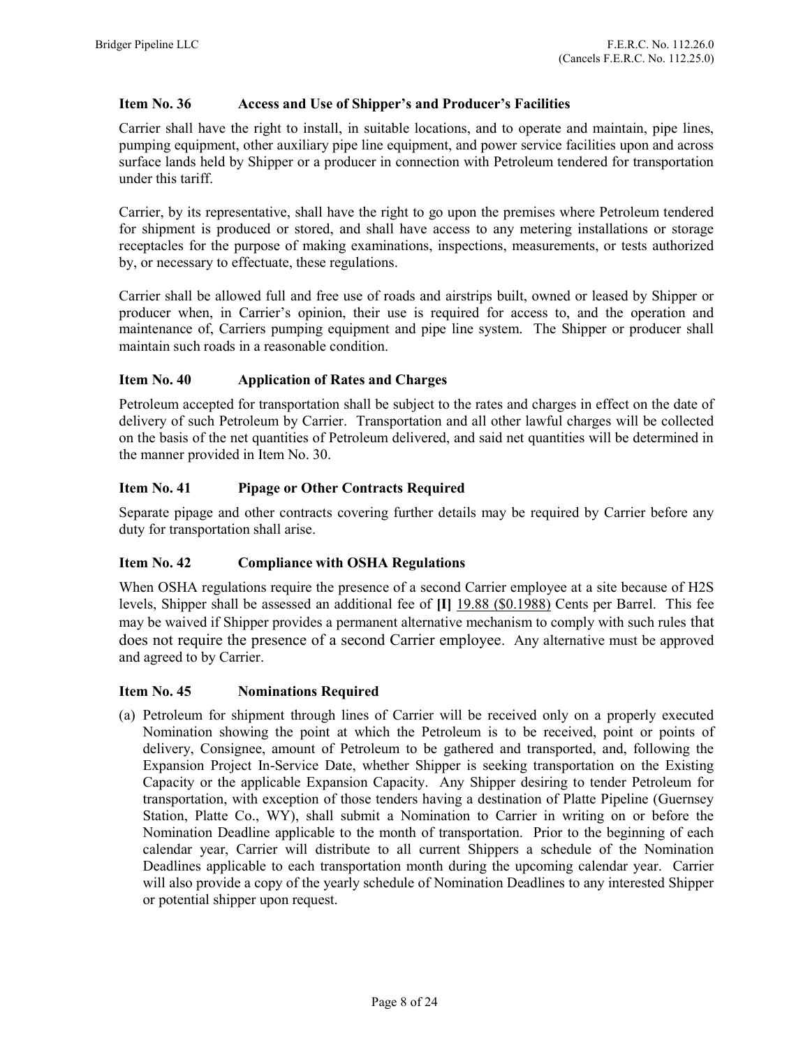### Item No. 36 Access and Use of Shipper's and Producer's Facilities

Carrier shall have the right to install, in suitable locations, and to operate and maintain, pipe lines, pumping equipment, other auxiliary pipe line equipment, and power service facilities upon and across surface lands held by Shipper or a producer in connection with Petroleum tendered for transportation under this tariff.

Carrier, by its representative, shall have the right to go upon the premises where Petroleum tendered for shipment is produced or stored, and shall have access to any metering installations or storage receptacles for the purpose of making examinations, inspections, measurements, or tests authorized by, or necessary to effectuate, these regulations.

Carrier shall be allowed full and free use of roads and airstrips built, owned or leased by Shipper or producer when, in Carrier's opinion, their use is required for access to, and the operation and maintenance of, Carriers pumping equipment and pipe line system. The Shipper or producer shall maintain such roads in a reasonable condition.

### Item No. 40 Application of Rates and Charges

Petroleum accepted for transportation shall be subject to the rates and charges in effect on the date of delivery of such Petroleum by Carrier. Transportation and all other lawful charges will be collected on the basis of the net quantities of Petroleum delivered, and said net quantities will be determined in the manner provided in Item No. 30.

### Item No. 41 Pipage or Other Contracts Required

Separate pipage and other contracts covering further details may be required by Carrier before any duty for transportation shall arise.

### Item No. 42 Compliance with OSHA Regulations

When OSHA regulations require the presence of a second Carrier employee at a site because of H2S levels, Shipper shall be assessed an additional fee of **[I]** 19.88 ($0.1988) Cents per Barrel. This fee may be waived if Shipper provides a permanent alternative mechanism to comply with such rules that does not require the presence of a second Carrier employee. Any alternative must be approved and agreed to by Carrier.

### Item No. 45 Nominations Required

(a) Petroleum for shipment through lines of Carrier will be received only on a properly executed Nomination showing the point at which the Petroleum is to be received, point or points of delivery, Consignee, amount of Petroleum to be gathered and transported, and, following the Expansion Project In-Service Date, whether Shipper is seeking transportation on the Existing Capacity or the applicable Expansion Capacity. Any Shipper desiring to tender Petroleum for transportation, with exception of those tenders having a destination of Platte Pipeline (Guernsey Station, Platte Co., WY), shall submit a Nomination to Carrier in writing on or before the Nomination Deadline applicable to the month of transportation. Prior to the beginning of each calendar year, Carrier will distribute to all current Shippers a schedule of the Nomination Deadlines applicable to each transportation month during the upcoming calendar year. Carrier will also provide a copy of the yearly schedule of Nomination Deadlines to any interested Shipper or potential shipper upon request.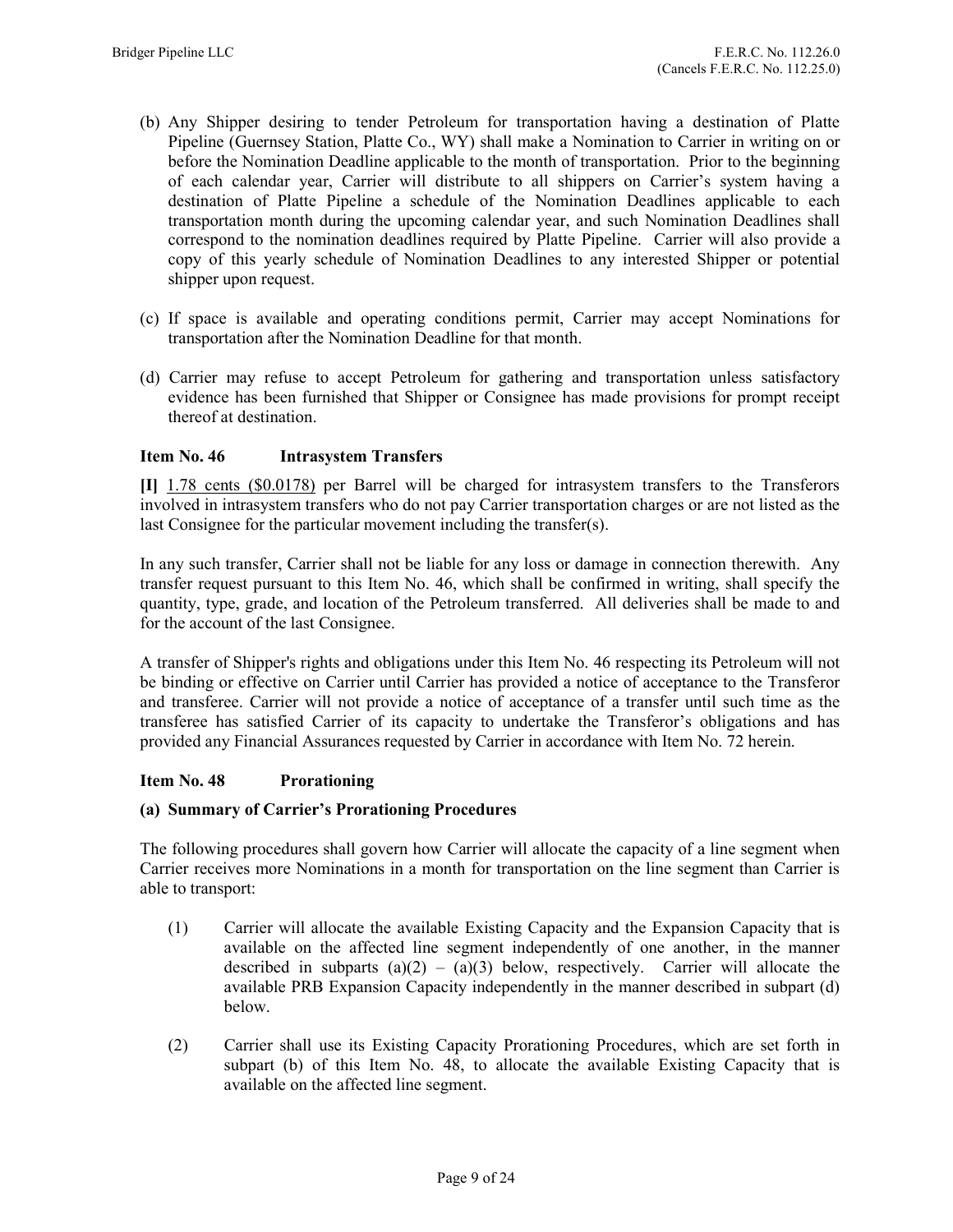(b) Any Shipper desiring to tender Petroleum for transportation having a destination of Platte Pipeline (Guernsey Station, Platte Co., WY) shall make a Nomination to Carrier in writing on or before the Nomination Deadline applicable to the month of transportation. Prior to the beginning of each calendar year, Carrier will distribute to all shippers on Carrier's system having a destination of Platte Pipeline a schedule of the Nomination Deadlines applicable to each transportation month during the upcoming calendar year, and such Nomination Deadlines shall correspond to the nomination deadlines required by Platte Pipeline. Carrier will also provide a copy of this yearly schedule of Nomination Deadlines to any interested Shipper or potential shipper upon request.

(c) If space is available and operating conditions permit, Carrier may accept Nominations for transportation after the Nomination Deadline for that month.

(d) Carrier may refuse to accept Petroleum for gathering and transportation unless satisfactory evidence has been furnished that Shipper or Consignee has made provisions for prompt receipt thereof at destination.

### Item No. 46 Intrasystem Transfers

**[I]** 1.78 cents ($0.0178) per Barrel will be charged for intrasystem transfers to the Transferors involved in intrasystem transfers who do not pay Carrier transportation charges or are not listed as the last Consignee for the particular movement including the transfer(s).

In any such transfer, Carrier shall not be liable for any loss or damage in connection therewith. Any transfer request pursuant to this Item No. 46, which shall be confirmed in writing, shall specify the quantity, type, grade, and location of the Petroleum transferred. All deliveries shall be made to and for the account of the last Consignee.

A transfer of Shipper's rights and obligations under this Item No. 46 respecting its Petroleum will not be binding or effective on Carrier until Carrier has provided a notice of acceptance to the Transferor and transferee. Carrier will not provide a notice of acceptance of a transfer until such time as the transferee has satisfied Carrier of its capacity to undertake the Transferor's obligations and has provided any Financial Assurances requested by Carrier in accordance with Item No. 72 herein.

### Item No. 48 Prorationing

**(a) Summary of Carrier's Prorationing Procedures**

The following procedures shall govern how Carrier will allocate the capacity of a line segment when Carrier receives more Nominations in a month for transportation on the line segment than Carrier is able to transport:

(1) Carrier will allocate the available Existing Capacity and the Expansion Capacity that is available on the affected line segment independently of one another, in the manner described in subparts (a)(2) – (a)(3) below, respectively. Carrier will allocate the available PRB Expansion Capacity independently in the manner described in subpart (d) below.

(2) Carrier shall use its Existing Capacity Prorationing Procedures, which are set forth in subpart (b) of this Item No. 48, to allocate the available Existing Capacity that is available on the affected line segment.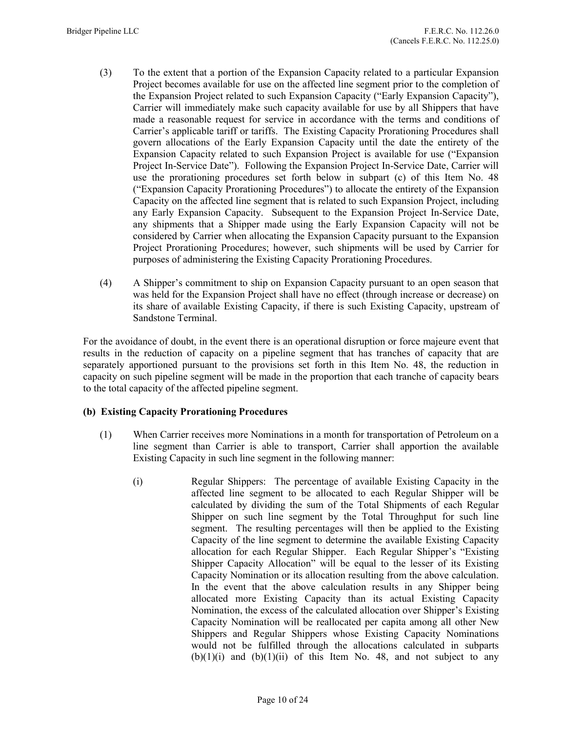(3) To the extent that a portion of the Expansion Capacity related to a particular Expansion Project becomes available for use on the affected line segment prior to the completion of the Expansion Project related to such Expansion Capacity ("Early Expansion Capacity"), Carrier will immediately make such capacity available for use by all Shippers that have made a reasonable request for service in accordance with the terms and conditions of Carrier's applicable tariff or tariffs. The Existing Capacity Prorationing Procedures shall govern allocations of the Early Expansion Capacity until the date the entirety of the Expansion Capacity related to such Expansion Project is available for use ("Expansion Project In-Service Date"). Following the Expansion Project In-Service Date, Carrier will use the prorationing procedures set forth below in subpart (c) of this Item No. 48 ("Expansion Capacity Prorationing Procedures") to allocate the entirety of the Expansion Capacity on the affected line segment that is related to such Expansion Project, including any Early Expansion Capacity. Subsequent to the Expansion Project In-Service Date, any shipments that a Shipper made using the Early Expansion Capacity will not be considered by Carrier when allocating the Expansion Capacity pursuant to the Expansion Project Prorationing Procedures; however, such shipments will be used by Carrier for purposes of administering the Existing Capacity Prorationing Procedures.

(4) A Shipper's commitment to ship on Expansion Capacity pursuant to an open season that was held for the Expansion Project shall have no effect (through increase or decrease) on its share of available Existing Capacity, if there is such Existing Capacity, upstream of Sandstone Terminal.

For the avoidance of doubt, in the event there is an operational disruption or force majeure event that results in the reduction of capacity on a pipeline segment that has tranches of capacity that are separately apportioned pursuant to the provisions set forth in this Item No. 48, the reduction in capacity on such pipeline segment will be made in the proportion that each tranche of capacity bears to the total capacity of the affected pipeline segment.

**(b) Existing Capacity Prorationing Procedures**

(1) When Carrier receives more Nominations in a month for transportation of Petroleum on a line segment than Carrier is able to transport, Carrier shall apportion the available Existing Capacity in such line segment in the following manner:

(i) Regular Shippers: The percentage of available Existing Capacity in the affected line segment to be allocated to each Regular Shipper will be calculated by dividing the sum of the Total Shipments of each Regular Shipper on such line segment by the Total Throughput for such line segment. The resulting percentages will then be applied to the Existing Capacity of the line segment to determine the available Existing Capacity allocation for each Regular Shipper. Each Regular Shipper's "Existing Shipper Capacity Allocation" will be equal to the lesser of its Existing Capacity Nomination or its allocation resulting from the above calculation. In the event that the above calculation results in any Shipper being allocated more Existing Capacity than its actual Existing Capacity Nomination, the excess of the calculated allocation over Shipper's Existing Capacity Nomination will be reallocated per capita among all other New Shippers and Regular Shippers whose Existing Capacity Nominations would not be fulfilled through the allocations calculated in subparts (b)(1)(i) and (b)(1)(ii) of this Item No. 48, and not subject to any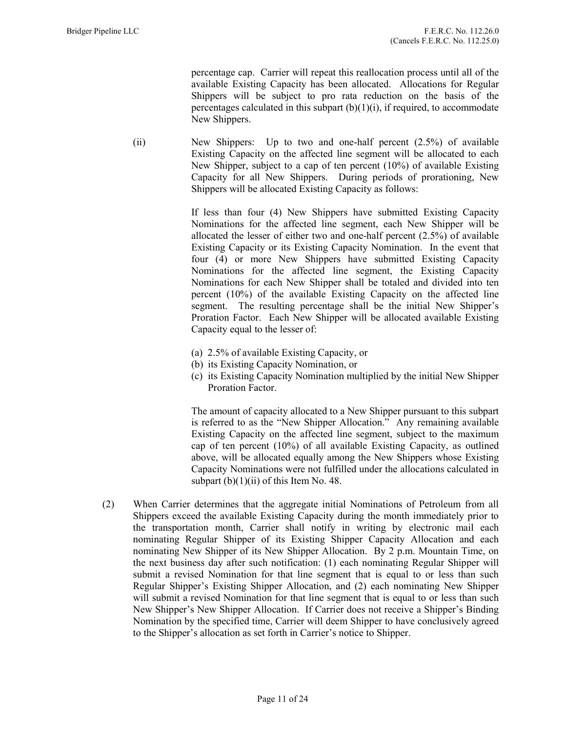percentage cap. Carrier will repeat this reallocation process until all of the available Existing Capacity has been allocated. Allocations for Regular Shippers will be subject to pro rata reduction on the basis of the percentages calculated in this subpart (b)(1)(i), if required, to accommodate New Shippers.

(ii) New Shippers: Up to two and one-half percent (2.5%) of available Existing Capacity on the affected line segment will be allocated to each New Shipper, subject to a cap of ten percent (10%) of available Existing Capacity for all New Shippers. During periods of prorationing, New Shippers will be allocated Existing Capacity as follows:

If less than four (4) New Shippers have submitted Existing Capacity Nominations for the affected line segment, each New Shipper will be allocated the lesser of either two and one-half percent (2.5%) of available Existing Capacity or its Existing Capacity Nomination. In the event that four (4) or more New Shippers have submitted Existing Capacity Nominations for the affected line segment, the Existing Capacity Nominations for each New Shipper shall be totaled and divided into ten percent (10%) of the available Existing Capacity on the affected line segment. The resulting percentage shall be the initial New Shipper's Proration Factor. Each New Shipper will be allocated available Existing Capacity equal to the lesser of:

(a) 2.5% of available Existing Capacity, or
(b) its Existing Capacity Nomination, or
(c) its Existing Capacity Nomination multiplied by the initial New Shipper Proration Factor.

The amount of capacity allocated to a New Shipper pursuant to this subpart is referred to as the "New Shipper Allocation." Any remaining available Existing Capacity on the affected line segment, subject to the maximum cap of ten percent (10%) of all available Existing Capacity, as outlined above, will be allocated equally among the New Shippers whose Existing Capacity Nominations were not fulfilled under the allocations calculated in subpart (b)(1)(ii) of this Item No. 48.

(2) When Carrier determines that the aggregate initial Nominations of Petroleum from all Shippers exceed the available Existing Capacity during the month immediately prior to the transportation month, Carrier shall notify in writing by electronic mail each nominating Regular Shipper of its Existing Shipper Capacity Allocation and each nominating New Shipper of its New Shipper Allocation. By 2 p.m. Mountain Time, on the next business day after such notification: (1) each nominating Regular Shipper will submit a revised Nomination for that line segment that is equal to or less than such Regular Shipper's Existing Shipper Allocation, and (2) each nominating New Shipper will submit a revised Nomination for that line segment that is equal to or less than such New Shipper's New Shipper Allocation. If Carrier does not receive a Shipper's Binding Nomination by the specified time, Carrier will deem Shipper to have conclusively agreed to the Shipper's allocation as set forth in Carrier's notice to Shipper.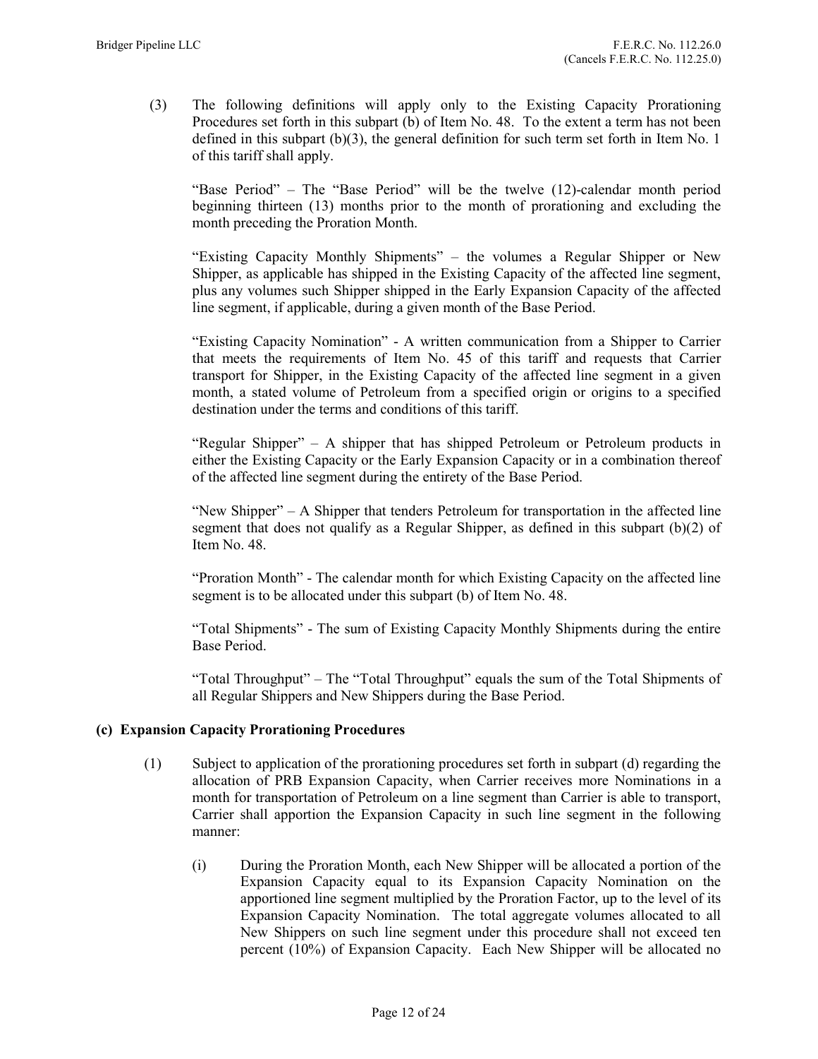(3) The following definitions will apply only to the Existing Capacity Prorationing Procedures set forth in this subpart (b) of Item No. 48. To the extent a term has not been defined in this subpart (b)(3), the general definition for such term set forth in Item No. 1 of this tariff shall apply.

"Base Period" – The "Base Period" will be the twelve (12)-calendar month period beginning thirteen (13) months prior to the month of prorationing and excluding the month preceding the Proration Month.

"Existing Capacity Monthly Shipments" – the volumes a Regular Shipper or New Shipper, as applicable has shipped in the Existing Capacity of the affected line segment, plus any volumes such Shipper shipped in the Early Expansion Capacity of the affected line segment, if applicable, during a given month of the Base Period.

"Existing Capacity Nomination" - A written communication from a Shipper to Carrier that meets the requirements of Item No. 45 of this tariff and requests that Carrier transport for Shipper, in the Existing Capacity of the affected line segment in a given month, a stated volume of Petroleum from a specified origin or origins to a specified destination under the terms and conditions of this tariff.

"Regular Shipper" – A shipper that has shipped Petroleum or Petroleum products in either the Existing Capacity or the Early Expansion Capacity or in a combination thereof of the affected line segment during the entirety of the Base Period.

"New Shipper" – A Shipper that tenders Petroleum for transportation in the affected line segment that does not qualify as a Regular Shipper, as defined in this subpart (b)(2) of Item No. 48.

"Proration Month" - The calendar month for which Existing Capacity on the affected line segment is to be allocated under this subpart (b) of Item No. 48.

"Total Shipments" - The sum of Existing Capacity Monthly Shipments during the entire Base Period.

"Total Throughput" – The "Total Throughput" equals the sum of the Total Shipments of all Regular Shippers and New Shippers during the Base Period.

**(c) Expansion Capacity Prorationing Procedures**

(1) Subject to application of the prorationing procedures set forth in subpart (d) regarding the allocation of PRB Expansion Capacity, when Carrier receives more Nominations in a month for transportation of Petroleum on a line segment than Carrier is able to transport, Carrier shall apportion the Expansion Capacity in such line segment in the following manner:

(i) During the Proration Month, each New Shipper will be allocated a portion of the Expansion Capacity equal to its Expansion Capacity Nomination on the apportioned line segment multiplied by the Proration Factor, up to the level of its Expansion Capacity Nomination. The total aggregate volumes allocated to all New Shippers on such line segment under this procedure shall not exceed ten percent (10%) of Expansion Capacity. Each New Shipper will be allocated no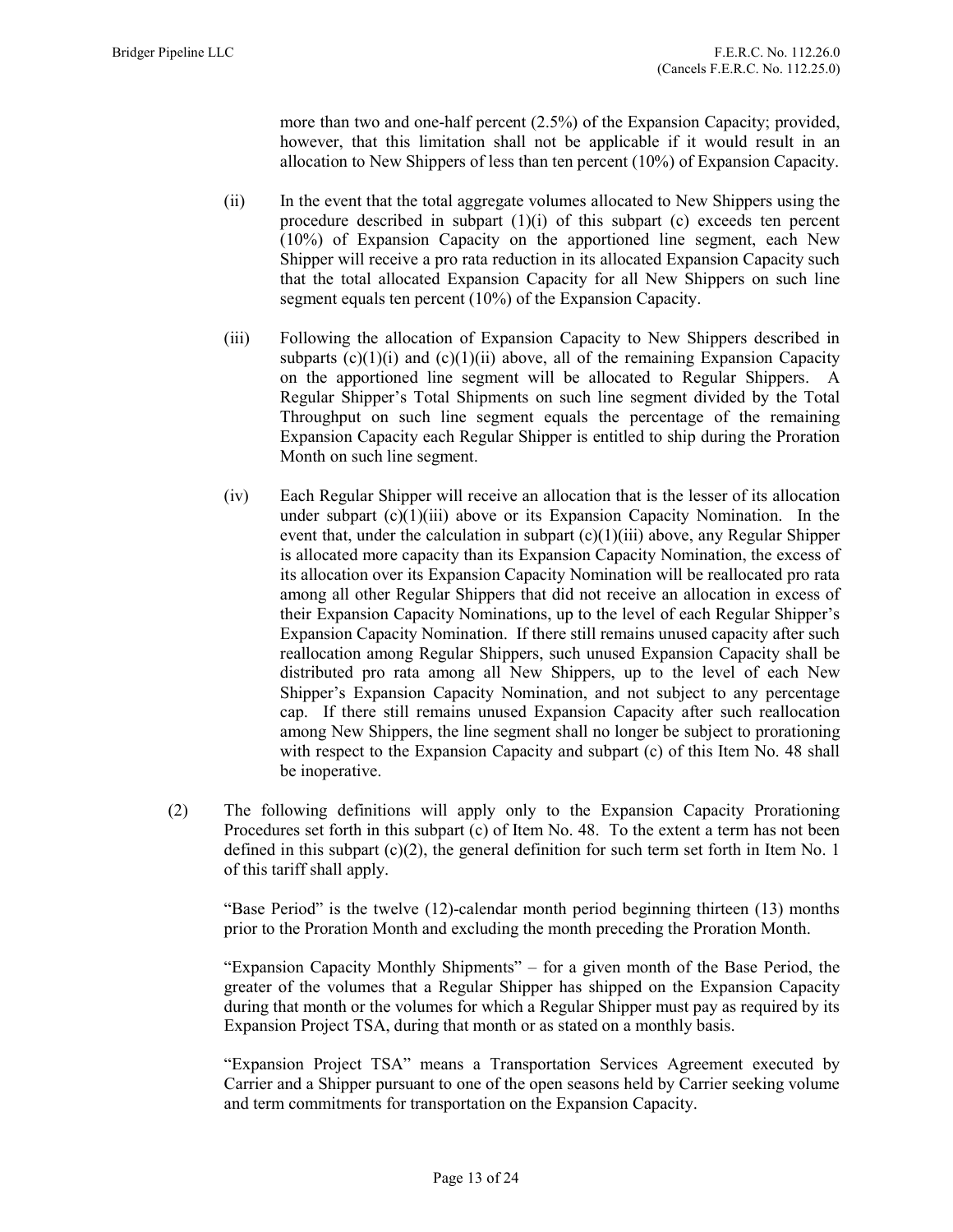more than two and one-half percent (2.5%) of the Expansion Capacity; provided, however, that this limitation shall not be applicable if it would result in an allocation to New Shippers of less than ten percent (10%) of Expansion Capacity.

(ii) In the event that the total aggregate volumes allocated to New Shippers using the procedure described in subpart (1)(i) of this subpart (c) exceeds ten percent (10%) of Expansion Capacity on the apportioned line segment, each New Shipper will receive a pro rata reduction in its allocated Expansion Capacity such that the total allocated Expansion Capacity for all New Shippers on such line segment equals ten percent (10%) of the Expansion Capacity.

(iii) Following the allocation of Expansion Capacity to New Shippers described in subparts (c)(1)(i) and (c)(1)(ii) above, all of the remaining Expansion Capacity on the apportioned line segment will be allocated to Regular Shippers. A Regular Shipper's Total Shipments on such line segment divided by the Total Throughput on such line segment equals the percentage of the remaining Expansion Capacity each Regular Shipper is entitled to ship during the Proration Month on such line segment.

(iv) Each Regular Shipper will receive an allocation that is the lesser of its allocation under subpart (c)(1)(iii) above or its Expansion Capacity Nomination. In the event that, under the calculation in subpart (c)(1)(iii) above, any Regular Shipper is allocated more capacity than its Expansion Capacity Nomination, the excess of its allocation over its Expansion Capacity Nomination will be reallocated pro rata among all other Regular Shippers that did not receive an allocation in excess of their Expansion Capacity Nominations, up to the level of each Regular Shipper's Expansion Capacity Nomination. If there still remains unused capacity after such reallocation among Regular Shippers, such unused Expansion Capacity shall be distributed pro rata among all New Shippers, up to the level of each New Shipper's Expansion Capacity Nomination, and not subject to any percentage cap. If there still remains unused Expansion Capacity after such reallocation among New Shippers, the line segment shall no longer be subject to prorationing with respect to the Expansion Capacity and subpart (c) of this Item No. 48 shall be inoperative.

(2) The following definitions will apply only to the Expansion Capacity Prorationing Procedures set forth in this subpart (c) of Item No. 48. To the extent a term has not been defined in this subpart (c)(2), the general definition for such term set forth in Item No. 1 of this tariff shall apply.

"Base Period" is the twelve (12)-calendar month period beginning thirteen (13) months prior to the Proration Month and excluding the month preceding the Proration Month.

"Expansion Capacity Monthly Shipments" – for a given month of the Base Period, the greater of the volumes that a Regular Shipper has shipped on the Expansion Capacity during that month or the volumes for which a Regular Shipper must pay as required by its Expansion Project TSA, during that month or as stated on a monthly basis.

"Expansion Project TSA" means a Transportation Services Agreement executed by Carrier and a Shipper pursuant to one of the open seasons held by Carrier seeking volume and term commitments for transportation on the Expansion Capacity.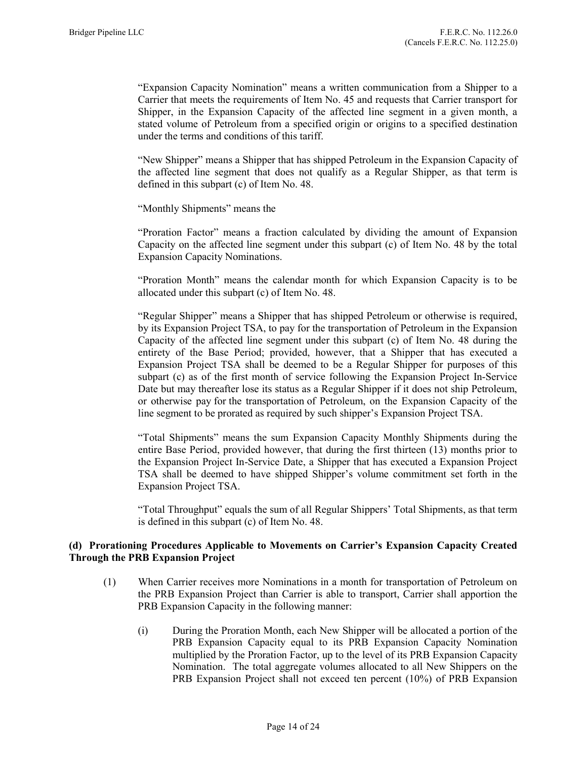"Expansion Capacity Nomination" means a written communication from a Shipper to a Carrier that meets the requirements of Item No. 45 and requests that Carrier transport for Shipper, in the Expansion Capacity of the affected line segment in a given month, a stated volume of Petroleum from a specified origin or origins to a specified destination under the terms and conditions of this tariff.

"New Shipper" means a Shipper that has shipped Petroleum in the Expansion Capacity of the affected line segment that does not qualify as a Regular Shipper, as that term is defined in this subpart (c) of Item No. 48.

"Monthly Shipments" means the

"Proration Factor" means a fraction calculated by dividing the amount of Expansion Capacity on the affected line segment under this subpart (c) of Item No. 48 by the total Expansion Capacity Nominations.

"Proration Month" means the calendar month for which Expansion Capacity is to be allocated under this subpart (c) of Item No. 48.

"Regular Shipper" means a Shipper that has shipped Petroleum or otherwise is required, by its Expansion Project TSA, to pay for the transportation of Petroleum in the Expansion Capacity of the affected line segment under this subpart (c) of Item No. 48 during the entirety of the Base Period; provided, however, that a Shipper that has executed a Expansion Project TSA shall be deemed to be a Regular Shipper for purposes of this subpart (c) as of the first month of service following the Expansion Project In-Service Date but may thereafter lose its status as a Regular Shipper if it does not ship Petroleum, or otherwise pay for the transportation of Petroleum, on the Expansion Capacity of the line segment to be prorated as required by such shipper's Expansion Project TSA.

"Total Shipments" means the sum Expansion Capacity Monthly Shipments during the entire Base Period, provided however, that during the first thirteen (13) months prior to the Expansion Project In-Service Date, a Shipper that has executed a Expansion Project TSA shall be deemed to have shipped Shipper's volume commitment set forth in the Expansion Project TSA.

"Total Throughput" equals the sum of all Regular Shippers' Total Shipments, as that term is defined in this subpart (c) of Item No. 48.

**(d) Prorationing Procedures Applicable to Movements on Carrier's Expansion Capacity Created Through the PRB Expansion Project**

(1) When Carrier receives more Nominations in a month for transportation of Petroleum on the PRB Expansion Project than Carrier is able to transport, Carrier shall apportion the PRB Expansion Capacity in the following manner:

(i) During the Proration Month, each New Shipper will be allocated a portion of the PRB Expansion Capacity equal to its PRB Expansion Capacity Nomination multiplied by the Proration Factor, up to the level of its PRB Expansion Capacity Nomination. The total aggregate volumes allocated to all New Shippers on the PRB Expansion Project shall not exceed ten percent (10%) of PRB Expansion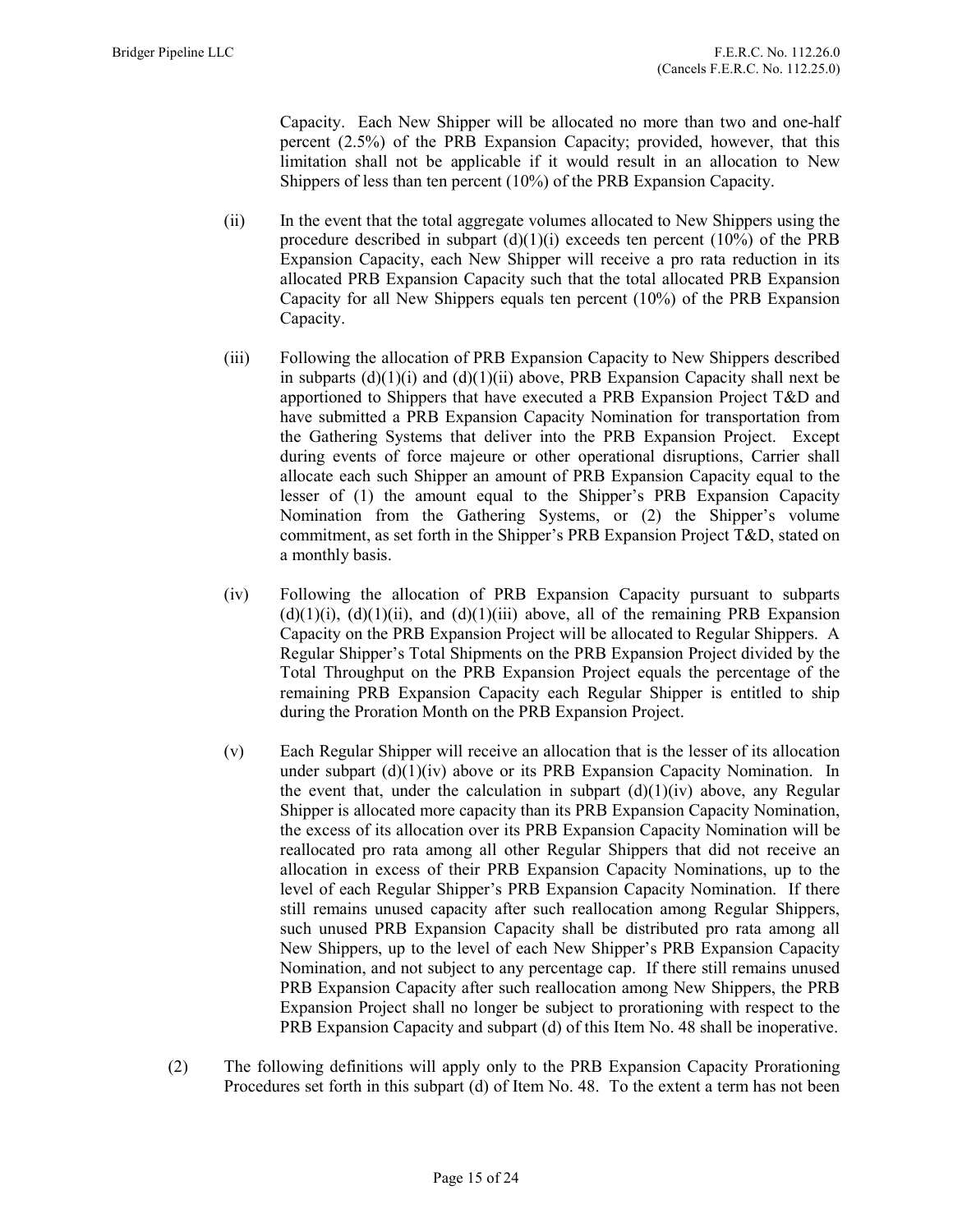Capacity. Each New Shipper will be allocated no more than two and one-half percent (2.5%) of the PRB Expansion Capacity; provided, however, that this limitation shall not be applicable if it would result in an allocation to New Shippers of less than ten percent (10%) of the PRB Expansion Capacity.

(ii) In the event that the total aggregate volumes allocated to New Shippers using the procedure described in subpart (d)(1)(i) exceeds ten percent (10%) of the PRB Expansion Capacity, each New Shipper will receive a pro rata reduction in its allocated PRB Expansion Capacity such that the total allocated PRB Expansion Capacity for all New Shippers equals ten percent (10%) of the PRB Expansion Capacity.

(iii) Following the allocation of PRB Expansion Capacity to New Shippers described in subparts (d)(1)(i) and (d)(1)(ii) above, PRB Expansion Capacity shall next be apportioned to Shippers that have executed a PRB Expansion Project T&D and have submitted a PRB Expansion Capacity Nomination for transportation from the Gathering Systems that deliver into the PRB Expansion Project. Except during events of force majeure or other operational disruptions, Carrier shall allocate each such Shipper an amount of PRB Expansion Capacity equal to the lesser of (1) the amount equal to the Shipper's PRB Expansion Capacity Nomination from the Gathering Systems, or (2) the Shipper's volume commitment, as set forth in the Shipper's PRB Expansion Project T&D, stated on a monthly basis.

(iv) Following the allocation of PRB Expansion Capacity pursuant to subparts (d)(1)(i), (d)(1)(ii), and (d)(1)(iii) above, all of the remaining PRB Expansion Capacity on the PRB Expansion Project will be allocated to Regular Shippers. A Regular Shipper's Total Shipments on the PRB Expansion Project divided by the Total Throughput on the PRB Expansion Project equals the percentage of the remaining PRB Expansion Capacity each Regular Shipper is entitled to ship during the Proration Month on the PRB Expansion Project.

(v) Each Regular Shipper will receive an allocation that is the lesser of its allocation under subpart (d)(1)(iv) above or its PRB Expansion Capacity Nomination. In the event that, under the calculation in subpart (d)(1)(iv) above, any Regular Shipper is allocated more capacity than its PRB Expansion Capacity Nomination, the excess of its allocation over its PRB Expansion Capacity Nomination will be reallocated pro rata among all other Regular Shippers that did not receive an allocation in excess of their PRB Expansion Capacity Nominations, up to the level of each Regular Shipper's PRB Expansion Capacity Nomination. If there still remains unused capacity after such reallocation among Regular Shippers, such unused PRB Expansion Capacity shall be distributed pro rata among all New Shippers, up to the level of each New Shipper's PRB Expansion Capacity Nomination, and not subject to any percentage cap. If there still remains unused PRB Expansion Capacity after such reallocation among New Shippers, the PRB Expansion Project shall no longer be subject to prorationing with respect to the PRB Expansion Capacity and subpart (d) of this Item No. 48 shall be inoperative.

(2) The following definitions will apply only to the PRB Expansion Capacity Prorationing Procedures set forth in this subpart (d) of Item No. 48. To the extent a term has not been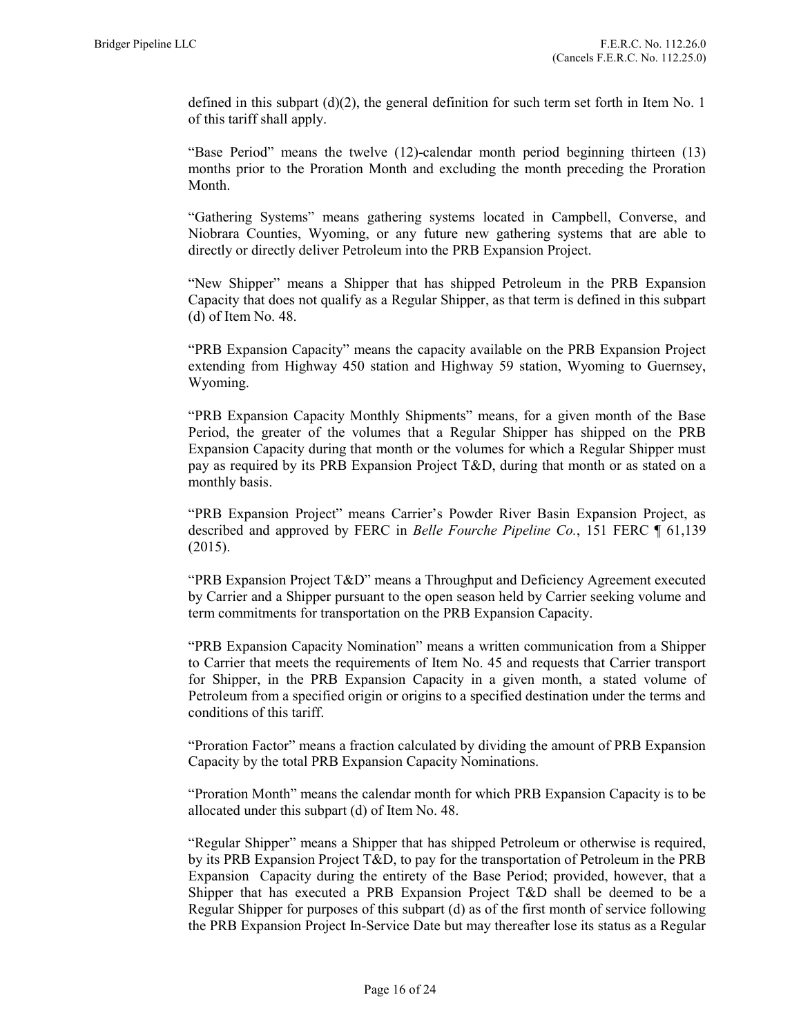defined in this subpart (d)(2), the general definition for such term set forth in Item No. 1 of this tariff shall apply.

"Base Period" means the twelve (12)-calendar month period beginning thirteen (13) months prior to the Proration Month and excluding the month preceding the Proration Month.

"Gathering Systems" means gathering systems located in Campbell, Converse, and Niobrara Counties, Wyoming, or any future new gathering systems that are able to directly or directly deliver Petroleum into the PRB Expansion Project.

"New Shipper" means a Shipper that has shipped Petroleum in the PRB Expansion Capacity that does not qualify as a Regular Shipper, as that term is defined in this subpart (d) of Item No. 48.

"PRB Expansion Capacity" means the capacity available on the PRB Expansion Project extending from Highway 450 station and Highway 59 station, Wyoming to Guernsey, Wyoming.

"PRB Expansion Capacity Monthly Shipments" means, for a given month of the Base Period, the greater of the volumes that a Regular Shipper has shipped on the PRB Expansion Capacity during that month or the volumes for which a Regular Shipper must pay as required by its PRB Expansion Project T&D, during that month or as stated on a monthly basis.

"PRB Expansion Project" means Carrier's Powder River Basin Expansion Project, as described and approved by FERC in *Belle Fourche Pipeline Co.*, 151 FERC ¶ 61,139 (2015).

"PRB Expansion Project T&D" means a Throughput and Deficiency Agreement executed by Carrier and a Shipper pursuant to the open season held by Carrier seeking volume and term commitments for transportation on the PRB Expansion Capacity.

"PRB Expansion Capacity Nomination" means a written communication from a Shipper to Carrier that meets the requirements of Item No. 45 and requests that Carrier transport for Shipper, in the PRB Expansion Capacity in a given month, a stated volume of Petroleum from a specified origin or origins to a specified destination under the terms and conditions of this tariff.

"Proration Factor" means a fraction calculated by dividing the amount of PRB Expansion Capacity by the total PRB Expansion Capacity Nominations.

"Proration Month" means the calendar month for which PRB Expansion Capacity is to be allocated under this subpart (d) of Item No. 48.

"Regular Shipper" means a Shipper that has shipped Petroleum or otherwise is required, by its PRB Expansion Project T&D, to pay for the transportation of Petroleum in the PRB Expansion Capacity during the entirety of the Base Period; provided, however, that a Shipper that has executed a PRB Expansion Project T&D shall be deemed to be a Regular Shipper for purposes of this subpart (d) as of the first month of service following the PRB Expansion Project In-Service Date but may thereafter lose its status as a Regular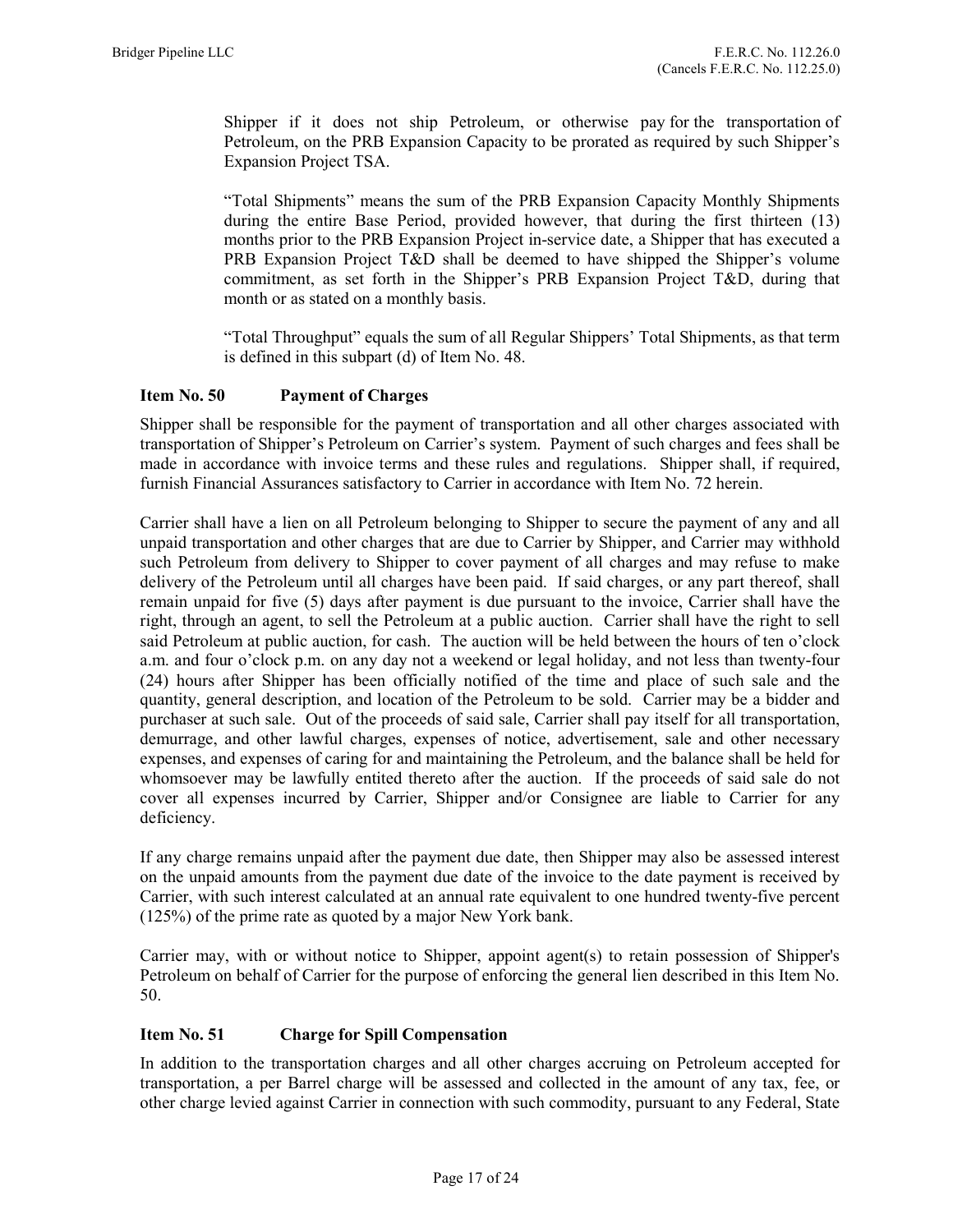Shipper if it does not ship Petroleum, or otherwise pay for the transportation of Petroleum, on the PRB Expansion Capacity to be prorated as required by such Shipper's Expansion Project TSA.

"Total Shipments" means the sum of the PRB Expansion Capacity Monthly Shipments during the entire Base Period, provided however, that during the first thirteen (13) months prior to the PRB Expansion Project in-service date, a Shipper that has executed a PRB Expansion Project T&D shall be deemed to have shipped the Shipper's volume commitment, as set forth in the Shipper's PRB Expansion Project T&D, during that month or as stated on a monthly basis.

"Total Throughput" equals the sum of all Regular Shippers' Total Shipments, as that term is defined in this subpart (d) of Item No. 48.

### Item No. 50 Payment of Charges

Shipper shall be responsible for the payment of transportation and all other charges associated with transportation of Shipper's Petroleum on Carrier's system. Payment of such charges and fees shall be made in accordance with invoice terms and these rules and regulations. Shipper shall, if required, furnish Financial Assurances satisfactory to Carrier in accordance with Item No. 72 herein.

Carrier shall have a lien on all Petroleum belonging to Shipper to secure the payment of any and all unpaid transportation and other charges that are due to Carrier by Shipper, and Carrier may withhold such Petroleum from delivery to Shipper to cover payment of all charges and may refuse to make delivery of the Petroleum until all charges have been paid. If said charges, or any part thereof, shall remain unpaid for five (5) days after payment is due pursuant to the invoice, Carrier shall have the right, through an agent, to sell the Petroleum at a public auction. Carrier shall have the right to sell said Petroleum at public auction, for cash. The auction will be held between the hours of ten o'clock a.m. and four o'clock p.m. on any day not a weekend or legal holiday, and not less than twenty-four (24) hours after Shipper has been officially notified of the time and place of such sale and the quantity, general description, and location of the Petroleum to be sold. Carrier may be a bidder and purchaser at such sale. Out of the proceeds of said sale, Carrier shall pay itself for all transportation, demurrage, and other lawful charges, expenses of notice, advertisement, sale and other necessary expenses, and expenses of caring for and maintaining the Petroleum, and the balance shall be held for whomsoever may be lawfully entited thereto after the auction. If the proceeds of said sale do not cover all expenses incurred by Carrier, Shipper and/or Consignee are liable to Carrier for any deficiency.

If any charge remains unpaid after the payment due date, then Shipper may also be assessed interest on the unpaid amounts from the payment due date of the invoice to the date payment is received by Carrier, with such interest calculated at an annual rate equivalent to one hundred twenty-five percent (125%) of the prime rate as quoted by a major New York bank.

Carrier may, with or without notice to Shipper, appoint agent(s) to retain possession of Shipper's Petroleum on behalf of Carrier for the purpose of enforcing the general lien described in this Item No. 50.

### Item No. 51 Charge for Spill Compensation

In addition to the transportation charges and all other charges accruing on Petroleum accepted for transportation, a per Barrel charge will be assessed and collected in the amount of any tax, fee, or other charge levied against Carrier in connection with such commodity, pursuant to any Federal, State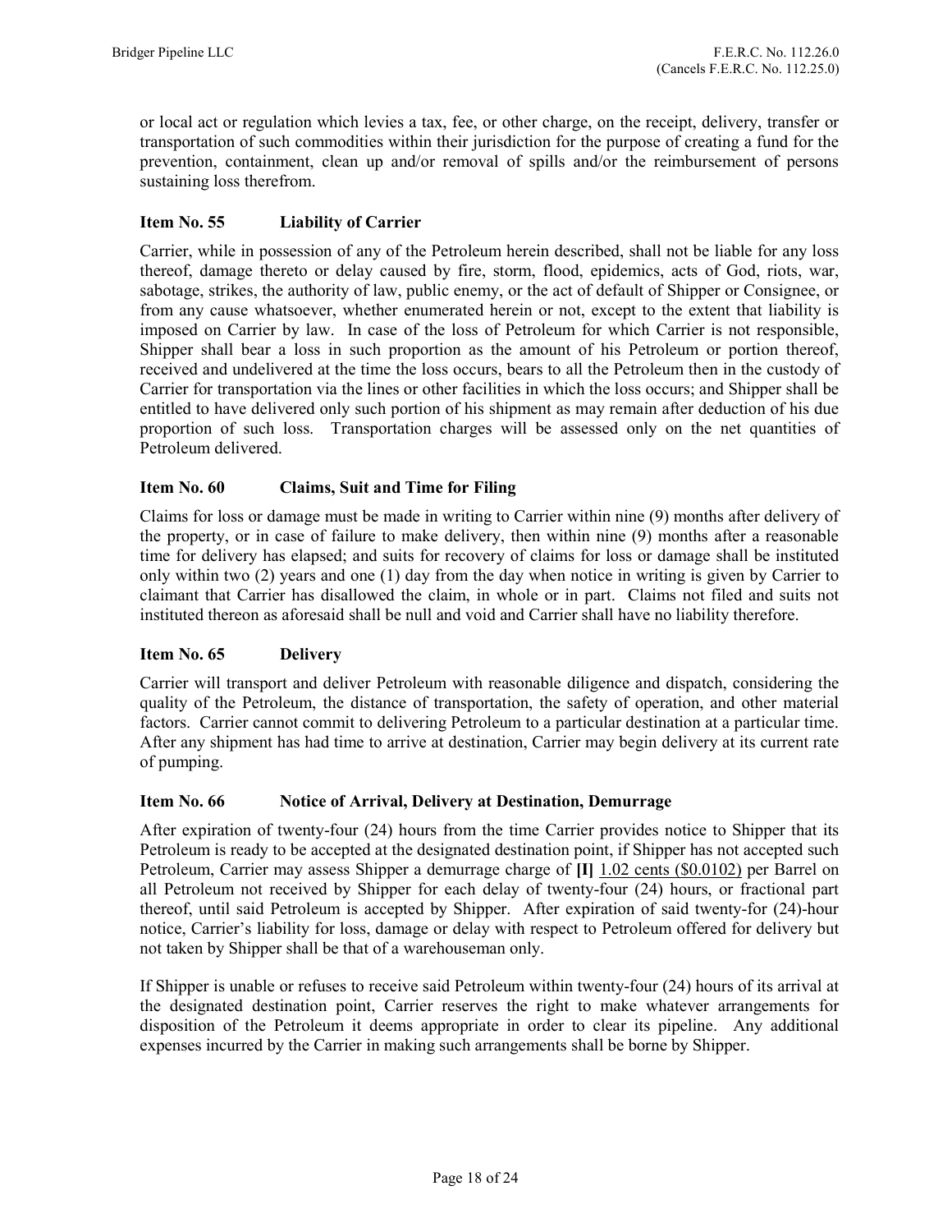or local act or regulation which levies a tax, fee, or other charge, on the receipt, delivery, transfer or transportation of such commodities within their jurisdiction for the purpose of creating a fund for the prevention, containment, clean up and/or removal of spills and/or the reimbursement of persons sustaining loss therefrom.

### Item No. 55 Liability of Carrier

Carrier, while in possession of any of the Petroleum herein described, shall not be liable for any loss thereof, damage thereto or delay caused by fire, storm, flood, epidemics, acts of God, riots, war, sabotage, strikes, the authority of law, public enemy, or the act of default of Shipper or Consignee, or from any cause whatsoever, whether enumerated herein or not, except to the extent that liability is imposed on Carrier by law. In case of the loss of Petroleum for which Carrier is not responsible, Shipper shall bear a loss in such proportion as the amount of his Petroleum or portion thereof, received and undelivered at the time the loss occurs, bears to all the Petroleum then in the custody of Carrier for transportation via the lines or other facilities in which the loss occurs; and Shipper shall be entitled to have delivered only such portion of his shipment as may remain after deduction of his due proportion of such loss. Transportation charges will be assessed only on the net quantities of Petroleum delivered.

### Item No. 60 Claims, Suit and Time for Filing

Claims for loss or damage must be made in writing to Carrier within nine (9) months after delivery of the property, or in case of failure to make delivery, then within nine (9) months after a reasonable time for delivery has elapsed; and suits for recovery of claims for loss or damage shall be instituted only within two (2) years and one (1) day from the day when notice in writing is given by Carrier to claimant that Carrier has disallowed the claim, in whole or in part. Claims not filed and suits not instituted thereon as aforesaid shall be null and void and Carrier shall have no liability therefore.

### Item No. 65 Delivery

Carrier will transport and deliver Petroleum with reasonable diligence and dispatch, considering the quality of the Petroleum, the distance of transportation, the safety of operation, and other material factors. Carrier cannot commit to delivering Petroleum to a particular destination at a particular time. After any shipment has had time to arrive at destination, Carrier may begin delivery at its current rate of pumping.

### Item No. 66 Notice of Arrival, Delivery at Destination, Demurrage

After expiration of twenty-four (24) hours from the time Carrier provides notice to Shipper that its Petroleum is ready to be accepted at the designated destination point, if Shipper has not accepted such Petroleum, Carrier may assess Shipper a demurrage charge of **[I]** 1.02 cents ($0.0102) per Barrel on all Petroleum not received by Shipper for each delay of twenty-four (24) hours, or fractional part thereof, until said Petroleum is accepted by Shipper. After expiration of said twenty-for (24)-hour notice, Carrier's liability for loss, damage or delay with respect to Petroleum offered for delivery but not taken by Shipper shall be that of a warehouseman only.

If Shipper is unable or refuses to receive said Petroleum within twenty-four (24) hours of its arrival at the designated destination point, Carrier reserves the right to make whatever arrangements for disposition of the Petroleum it deems appropriate in order to clear its pipeline. Any additional expenses incurred by the Carrier in making such arrangements shall be borne by Shipper.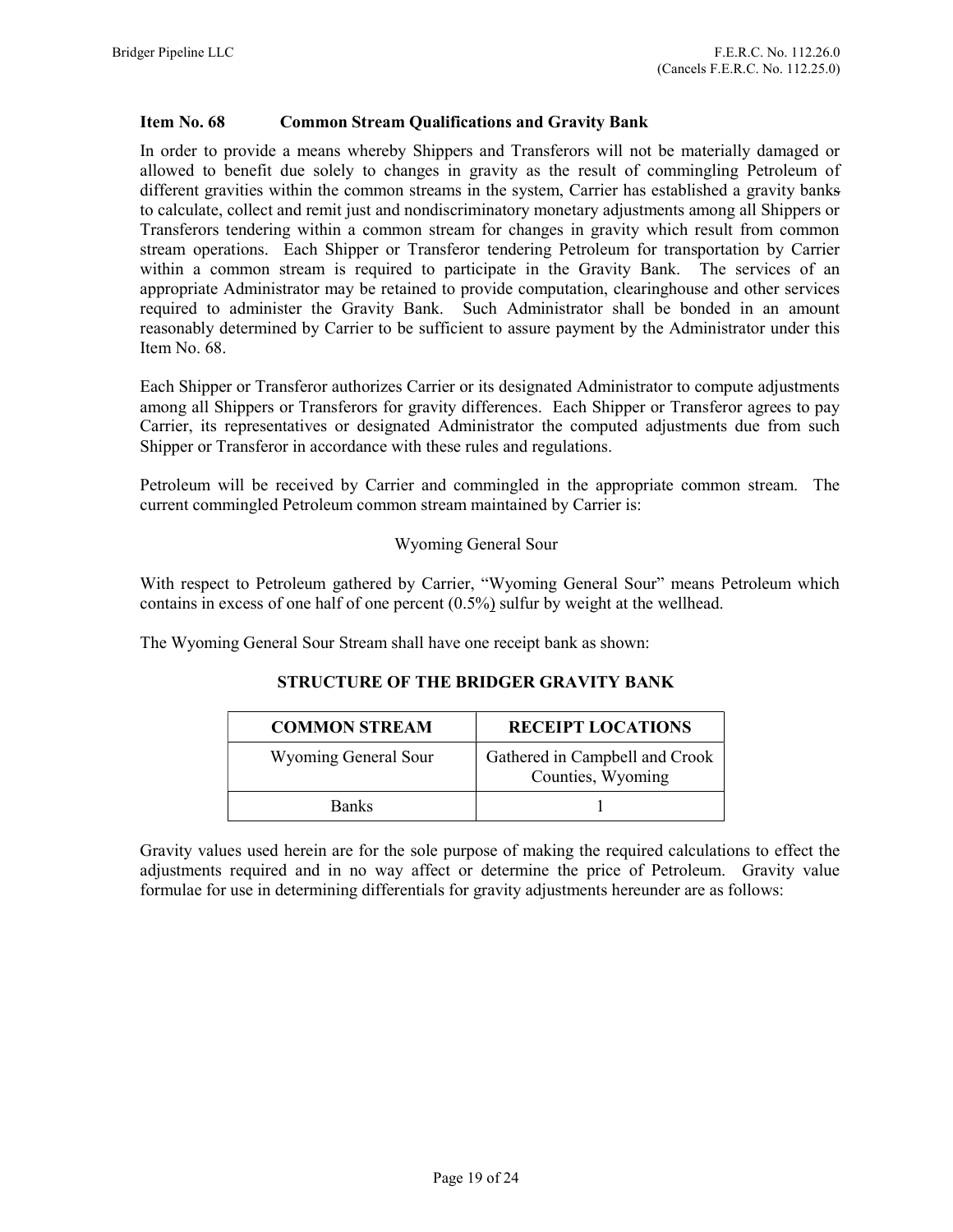## Item No. 68 Common Stream Qualifications and Gravity Bank

In order to provide a means whereby Shippers and Transferors will not be materially damaged or allowed to benefit due solely to changes in gravity as the result of commingling Petroleum of different gravities within the common streams in the system, Carrier has established a gravity banks to calculate, collect and remit just and nondiscriminatory monetary adjustments among all Shippers or Transferors tendering within a common stream for changes in gravity which result from common stream operations. Each Shipper or Transferor tendering Petroleum for transportation by Carrier within a common stream is required to participate in the Gravity Bank. The services of an appropriate Administrator may be retained to provide computation, clearinghouse and other services required to administer the Gravity Bank. Such Administrator shall be bonded in an amount reasonably determined by Carrier to be sufficient to assure payment by the Administrator under this Item No. 68.

Each Shipper or Transferor authorizes Carrier or its designated Administrator to compute adjustments among all Shippers or Transferors for gravity differences. Each Shipper or Transferor agrees to pay Carrier, its representatives or designated Administrator the computed adjustments due from such Shipper or Transferor in accordance with these rules and regulations.

Petroleum will be received by Carrier and commingled in the appropriate common stream. The current commingled Petroleum common stream maintained by Carrier is:

Wyoming General Sour

With respect to Petroleum gathered by Carrier, "Wyoming General Sour" means Petroleum which contains in excess of one half of one percent (0.5%) sulfur by weight at the wellhead.

The Wyoming General Sour Stream shall have one receipt bank as shown:

**STRUCTURE OF THE BRIDGER GRAVITY BANK**

| COMMON STREAM | RECEIPT LOCATIONS |
|---|---|
| Wyoming General Sour | Gathered in Campbell and Crook Counties, Wyoming |
| Banks | 1 |

Gravity values used herein are for the sole purpose of making the required calculations to effect the adjustments required and in no way affect or determine the price of Petroleum. Gravity value formulae for use in determining differentials for gravity adjustments hereunder are as follows: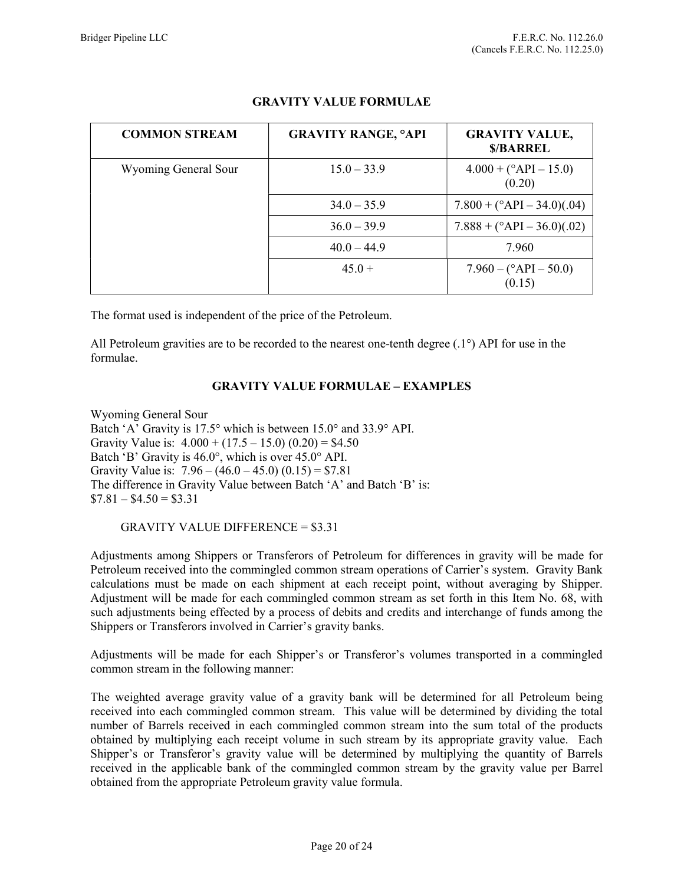## GRAVITY VALUE FORMULAE

| COMMON STREAM | GRAVITY RANGE, °API | GRAVITY VALUE, $/BARREL |
|---|---|---|
| Wyoming General Sour | 15.0 – 33.9 | 4.000 + (°API – 15.0) (0.20) |
| | 34.0 – 35.9 | 7.800 + (°API – 34.0)(.04) |
| | 36.0 – 39.9 | 7.888 + (°API – 36.0)(.02) |
| | 40.0 – 44.9 | 7.960 |
| | 45.0 + | 7.960 – (°API – 50.0) (0.15) |

The format used is independent of the price of the Petroleum.

All Petroleum gravities are to be recorded to the nearest one-tenth degree (.1°) API for use in the formulae.

### GRAVITY VALUE FORMULAE – EXAMPLES

Wyoming General Sour
Batch 'A' Gravity is 17.5° which is between 15.0° and 33.9° API.
Gravity Value is: 4.000 + (17.5 – 15.0) (0.20) = $4.50
Batch 'B' Gravity is 46.0°, which is over 45.0° API.
Gravity Value is: 7.96 – (46.0 – 45.0) (0.15) = $7.81
The difference in Gravity Value between Batch 'A' and Batch 'B' is:
$7.81 – $4.50 = $3.31

GRAVITY VALUE DIFFERENCE = $3.31

Adjustments among Shippers or Transferors of Petroleum for differences in gravity will be made for Petroleum received into the commingled common stream operations of Carrier's system. Gravity Bank calculations must be made on each shipment at each receipt point, without averaging by Shipper. Adjustment will be made for each commingled common stream as set forth in this Item No. 68, with such adjustments being effected by a process of debits and credits and interchange of funds among the Shippers or Transferors involved in Carrier's gravity banks.

Adjustments will be made for each Shipper's or Transferor's volumes transported in a commingled common stream in the following manner:

The weighted average gravity value of a gravity bank will be determined for all Petroleum being received into each commingled common stream. This value will be determined by dividing the total number of Barrels received in each commingled common stream into the sum total of the products obtained by multiplying each receipt volume in such stream by its appropriate gravity value. Each Shipper's or Transferor's gravity value will be determined by multiplying the quantity of Barrels received in the applicable bank of the commingled common stream by the gravity value per Barrel obtained from the appropriate Petroleum gravity value formula.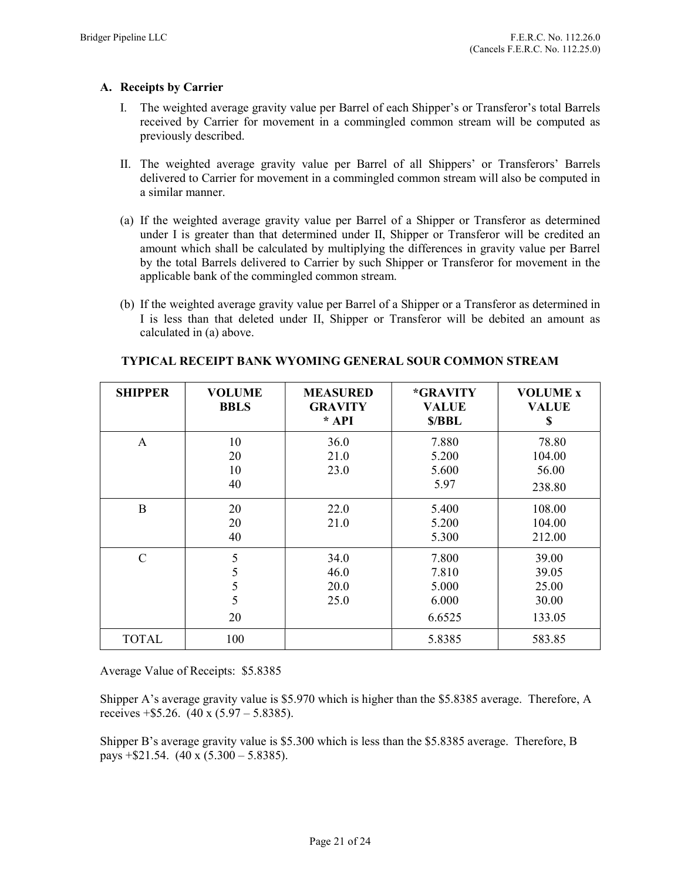## A. Receipts by Carrier

I. The weighted average gravity value per Barrel of each Shipper's or Transferor's total Barrels received by Carrier for movement in a commingled common stream will be computed as previously described.

II. The weighted average gravity value per Barrel of all Shippers' or Transferors' Barrels delivered to Carrier for movement in a commingled common stream will also be computed in a similar manner.

(a) If the weighted average gravity value per Barrel of a Shipper or Transferor as determined under I is greater than that determined under II, Shipper or Transferor will be credited an amount which shall be calculated by multiplying the differences in gravity value per Barrel by the total Barrels delivered to Carrier by such Shipper or Transferor for movement in the applicable bank of the commingled common stream.

(b) If the weighted average gravity value per Barrel of a Shipper or a Transferor as determined in I is less than that deleted under II, Shipper or Transferor will be debited an amount as calculated in (a) above.

**TYPICAL RECEIPT BANK WYOMING GENERAL SOUR COMMON STREAM**

| SHIPPER | VOLUME BBLS | MEASURED GRAVITY * API | *GRAVITY VALUE $/BBL | VOLUME x VALUE $ |
|---|---|---|---|---|
| A | 10 | 36.0 | 7.880 | 78.80 |
| | 20 | 21.0 | 5.200 | 104.00 |
| | 10 | 23.0 | 5.600 | 56.00 |
| | 40 | | 5.97 | 238.80 |
| B | 20 | 22.0 | 5.400 | 108.00 |
| | 20 | 21.0 | 5.200 | 104.00 |
| | 40 | | 5.300 | 212.00 |
| C | 5 | 34.0 | 7.800 | 39.00 |
| | 5 | 46.0 | 7.810 | 39.05 |
| | 5 | 20.0 | 5.000 | 25.00 |
| | 5 | 25.0 | 6.000 | 30.00 |
| | 20 | | 6.6525 | 133.05 |
| TOTAL | 100 | | 5.8385 | 583.85 |

Average Value of Receipts: $5.8385

Shipper A's average gravity value is $5.970 which is higher than the $5.8385 average. Therefore, A receives +$5.26. (40 x (5.97 – 5.8385).

Shipper B's average gravity value is $5.300 which is less than the $5.8385 average. Therefore, B pays +$21.54. (40 x (5.300 – 5.8385).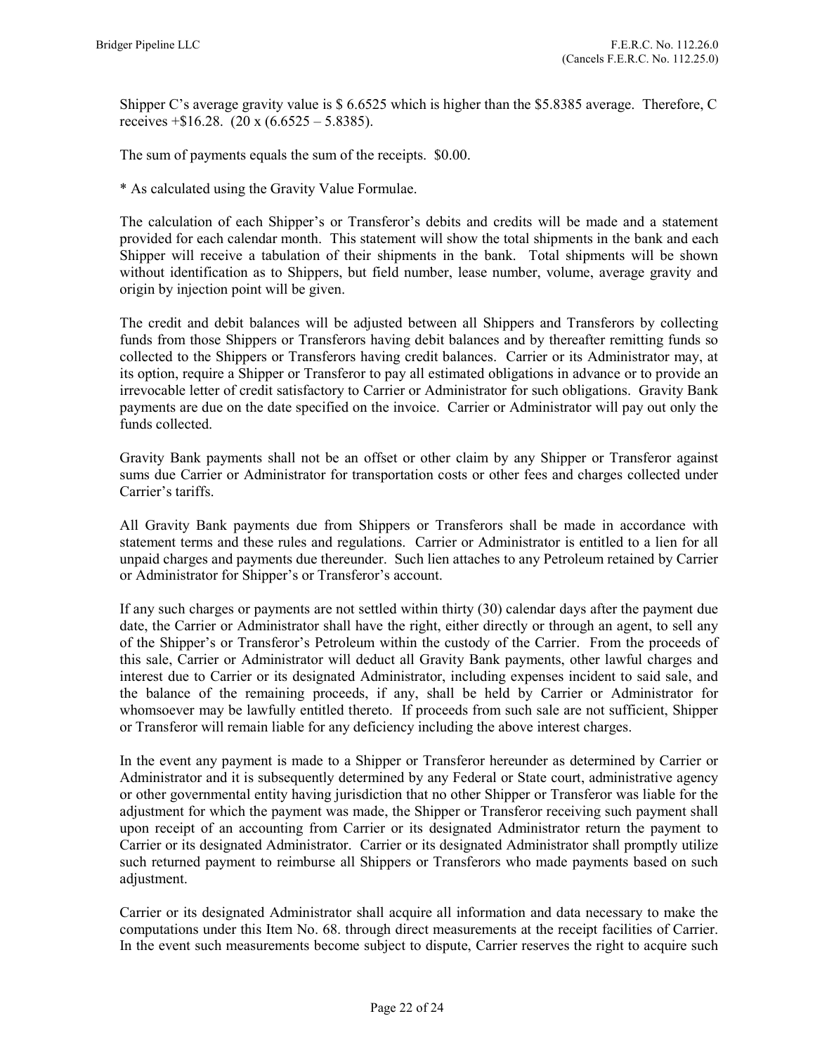Shipper C's average gravity value is \$ 6.6525 which is higher than the \$5.8385 average. Therefore, C receives +\$16.28. (20 x (6.6525 – 5.8385).

The sum of payments equals the sum of the receipts. \$0.00.

* As calculated using the Gravity Value Formulae.

The calculation of each Shipper's or Transferor's debits and credits will be made and a statement provided for each calendar month. This statement will show the total shipments in the bank and each Shipper will receive a tabulation of their shipments in the bank. Total shipments will be shown without identification as to Shippers, but field number, lease number, volume, average gravity and origin by injection point will be given.

The credit and debit balances will be adjusted between all Shippers and Transferors by collecting funds from those Shippers or Transferors having debit balances and by thereafter remitting funds so collected to the Shippers or Transferors having credit balances. Carrier or its Administrator may, at its option, require a Shipper or Transferor to pay all estimated obligations in advance or to provide an irrevocable letter of credit satisfactory to Carrier or Administrator for such obligations. Gravity Bank payments are due on the date specified on the invoice. Carrier or Administrator will pay out only the funds collected.

Gravity Bank payments shall not be an offset or other claim by any Shipper or Transferor against sums due Carrier or Administrator for transportation costs or other fees and charges collected under Carrier's tariffs.

All Gravity Bank payments due from Shippers or Transferors shall be made in accordance with statement terms and these rules and regulations. Carrier or Administrator is entitled to a lien for all unpaid charges and payments due thereunder. Such lien attaches to any Petroleum retained by Carrier or Administrator for Shipper's or Transferor's account.

If any such charges or payments are not settled within thirty (30) calendar days after the payment due date, the Carrier or Administrator shall have the right, either directly or through an agent, to sell any of the Shipper's or Transferor's Petroleum within the custody of the Carrier. From the proceeds of this sale, Carrier or Administrator will deduct all Gravity Bank payments, other lawful charges and interest due to Carrier or its designated Administrator, including expenses incident to said sale, and the balance of the remaining proceeds, if any, shall be held by Carrier or Administrator for whomsoever may be lawfully entitled thereto. If proceeds from such sale are not sufficient, Shipper or Transferor will remain liable for any deficiency including the above interest charges.

In the event any payment is made to a Shipper or Transferor hereunder as determined by Carrier or Administrator and it is subsequently determined by any Federal or State court, administrative agency or other governmental entity having jurisdiction that no other Shipper or Transferor was liable for the adjustment for which the payment was made, the Shipper or Transferor receiving such payment shall upon receipt of an accounting from Carrier or its designated Administrator return the payment to Carrier or its designated Administrator. Carrier or its designated Administrator shall promptly utilize such returned payment to reimburse all Shippers or Transferors who made payments based on such adjustment.

Carrier or its designated Administrator shall acquire all information and data necessary to make the computations under this Item No. 68. through direct measurements at the receipt facilities of Carrier. In the event such measurements become subject to dispute, Carrier reserves the right to acquire such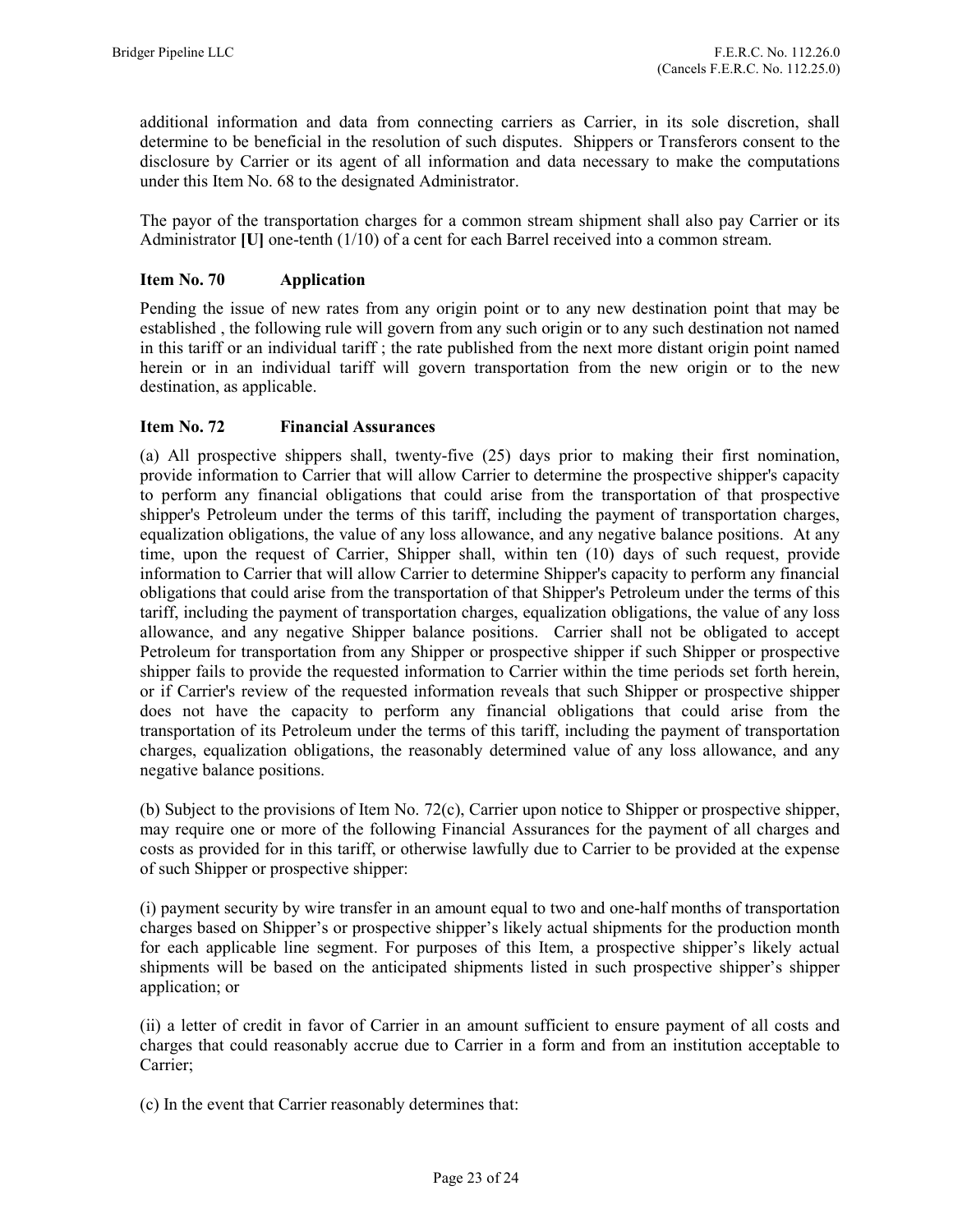additional information and data from connecting carriers as Carrier, in its sole discretion, shall determine to be beneficial in the resolution of such disputes. Shippers or Transferors consent to the disclosure by Carrier or its agent of all information and data necessary to make the computations under this Item No. 68 to the designated Administrator.

The payor of the transportation charges for a common stream shipment shall also pay Carrier or its Administrator **[U]** one-tenth (1/10) of a cent for each Barrel received into a common stream.

### Item No. 70 Application

Pending the issue of new rates from any origin point or to any new destination point that may be established , the following rule will govern from any such origin or to any such destination not named in this tariff or an individual tariff ; the rate published from the next more distant origin point named herein or in an individual tariff will govern transportation from the new origin or to the new destination, as applicable.

### Item No. 72 Financial Assurances

(a) All prospective shippers shall, twenty-five (25) days prior to making their first nomination, provide information to Carrier that will allow Carrier to determine the prospective shipper's capacity to perform any financial obligations that could arise from the transportation of that prospective shipper's Petroleum under the terms of this tariff, including the payment of transportation charges, equalization obligations, the value of any loss allowance, and any negative balance positions. At any time, upon the request of Carrier, Shipper shall, within ten (10) days of such request, provide information to Carrier that will allow Carrier to determine Shipper's capacity to perform any financial obligations that could arise from the transportation of that Shipper's Petroleum under the terms of this tariff, including the payment of transportation charges, equalization obligations, the value of any loss allowance, and any negative Shipper balance positions. Carrier shall not be obligated to accept Petroleum for transportation from any Shipper or prospective shipper if such Shipper or prospective shipper fails to provide the requested information to Carrier within the time periods set forth herein, or if Carrier's review of the requested information reveals that such Shipper or prospective shipper does not have the capacity to perform any financial obligations that could arise from the transportation of its Petroleum under the terms of this tariff, including the payment of transportation charges, equalization obligations, the reasonably determined value of any loss allowance, and any negative balance positions.

(b) Subject to the provisions of Item No. 72(c), Carrier upon notice to Shipper or prospective shipper, may require one or more of the following Financial Assurances for the payment of all charges and costs as provided for in this tariff, or otherwise lawfully due to Carrier to be provided at the expense of such Shipper or prospective shipper:

(i) payment security by wire transfer in an amount equal to two and one-half months of transportation charges based on Shipper's or prospective shipper's likely actual shipments for the production month for each applicable line segment. For purposes of this Item, a prospective shipper's likely actual shipments will be based on the anticipated shipments listed in such prospective shipper's shipper application; or

(ii) a letter of credit in favor of Carrier in an amount sufficient to ensure payment of all costs and charges that could reasonably accrue due to Carrier in a form and from an institution acceptable to Carrier;

(c) In the event that Carrier reasonably determines that: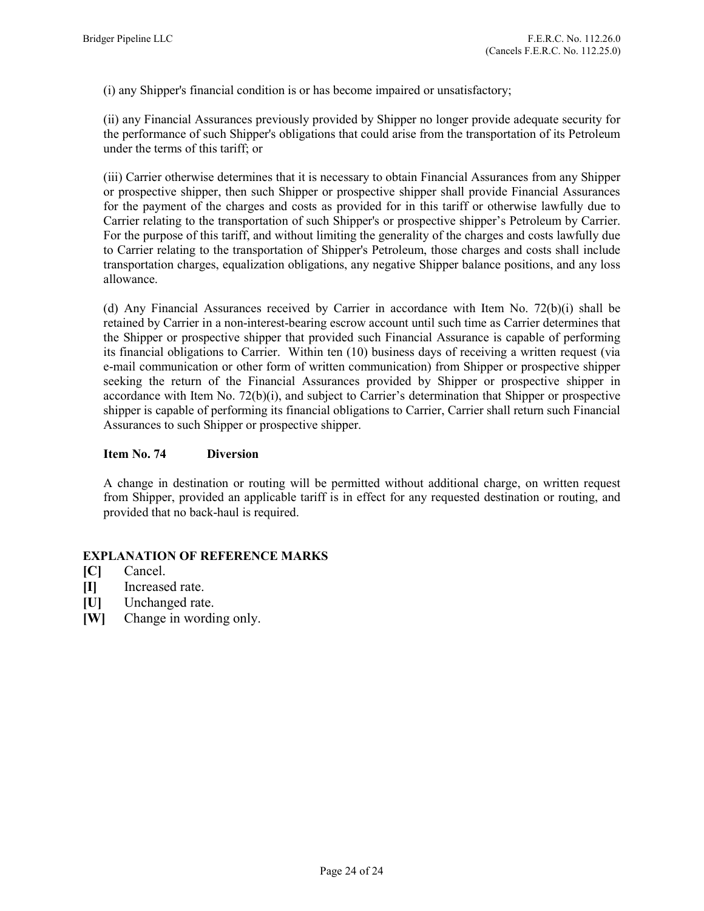(i) any Shipper's financial condition is or has become impaired or unsatisfactory;

(ii) any Financial Assurances previously provided by Shipper no longer provide adequate security for the performance of such Shipper's obligations that could arise from the transportation of its Petroleum under the terms of this tariff; or

(iii) Carrier otherwise determines that it is necessary to obtain Financial Assurances from any Shipper or prospective shipper, then such Shipper or prospective shipper shall provide Financial Assurances for the payment of the charges and costs as provided for in this tariff or otherwise lawfully due to Carrier relating to the transportation of such Shipper's or prospective shipper's Petroleum by Carrier. For the purpose of this tariff, and without limiting the generality of the charges and costs lawfully due to Carrier relating to the transportation of Shipper's Petroleum, those charges and costs shall include transportation charges, equalization obligations, any negative Shipper balance positions, and any loss allowance.

(d) Any Financial Assurances received by Carrier in accordance with Item No. 72(b)(i) shall be retained by Carrier in a non-interest-bearing escrow account until such time as Carrier determines that the Shipper or prospective shipper that provided such Financial Assurance is capable of performing its financial obligations to Carrier. Within ten (10) business days of receiving a written request (via e-mail communication or other form of written communication) from Shipper or prospective shipper seeking the return of the Financial Assurances provided by Shipper or prospective shipper in accordance with Item No. 72(b)(i), and subject to Carrier's determination that Shipper or prospective shipper is capable of performing its financial obligations to Carrier, Carrier shall return such Financial Assurances to such Shipper or prospective shipper.

**Item No. 74 Diversion**

A change in destination or routing will be permitted without additional charge, on written request from Shipper, provided an applicable tariff is in effect for any requested destination or routing, and provided that no back-haul is required.

**EXPLANATION OF REFERENCE MARKS**

**[C]** Cancel.
**[I]** Increased rate.
**[U]** Unchanged rate.
**[W]** Change in wording only.